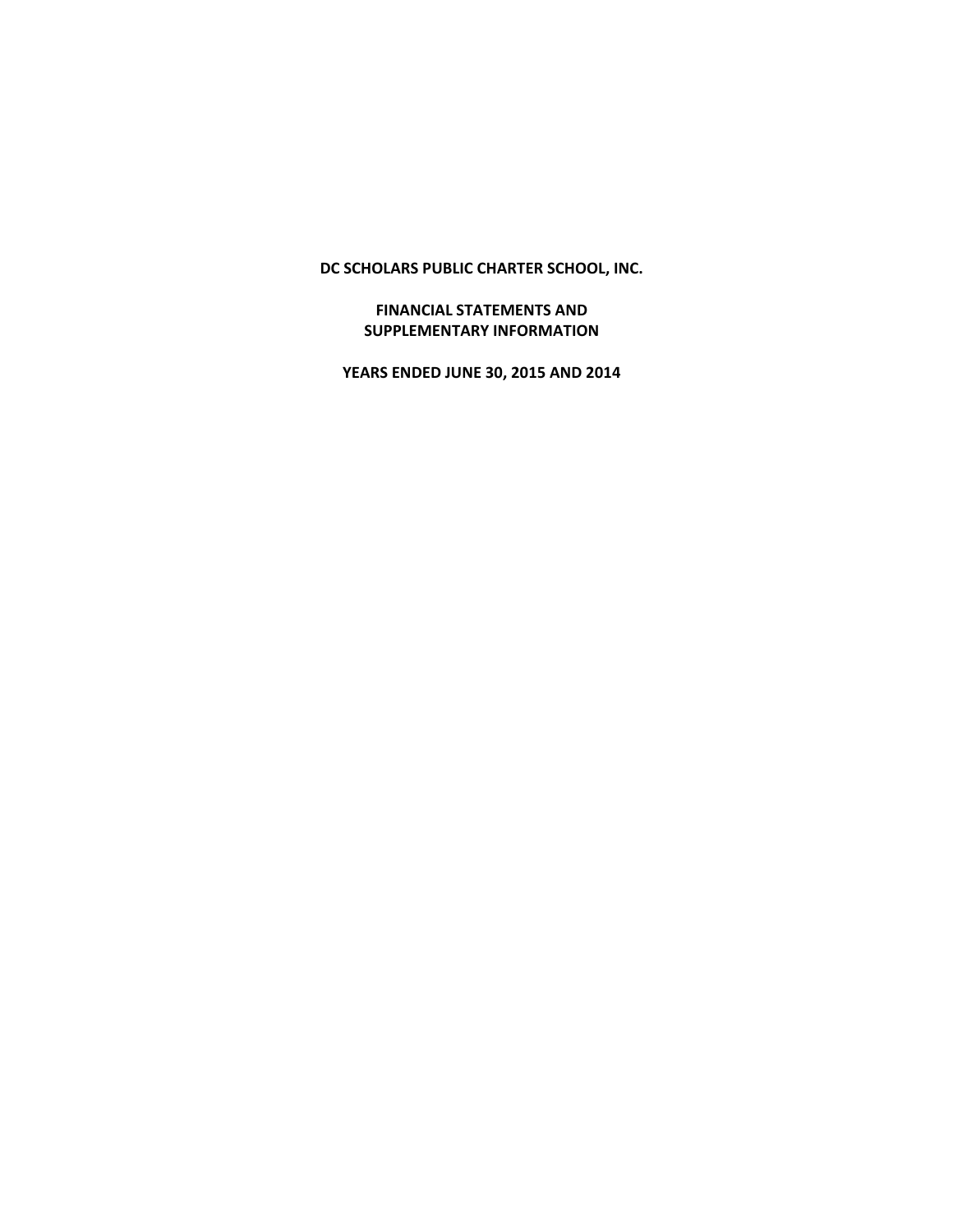**DC SCHOLARS PUBLIC CHARTER SCHOOL, INC.**

**FINANCIAL STATEMENTS AND**
**SUPPLEMENTARY INFORMATION**

**YEARS ENDED JUNE 30, 2015 AND 2014**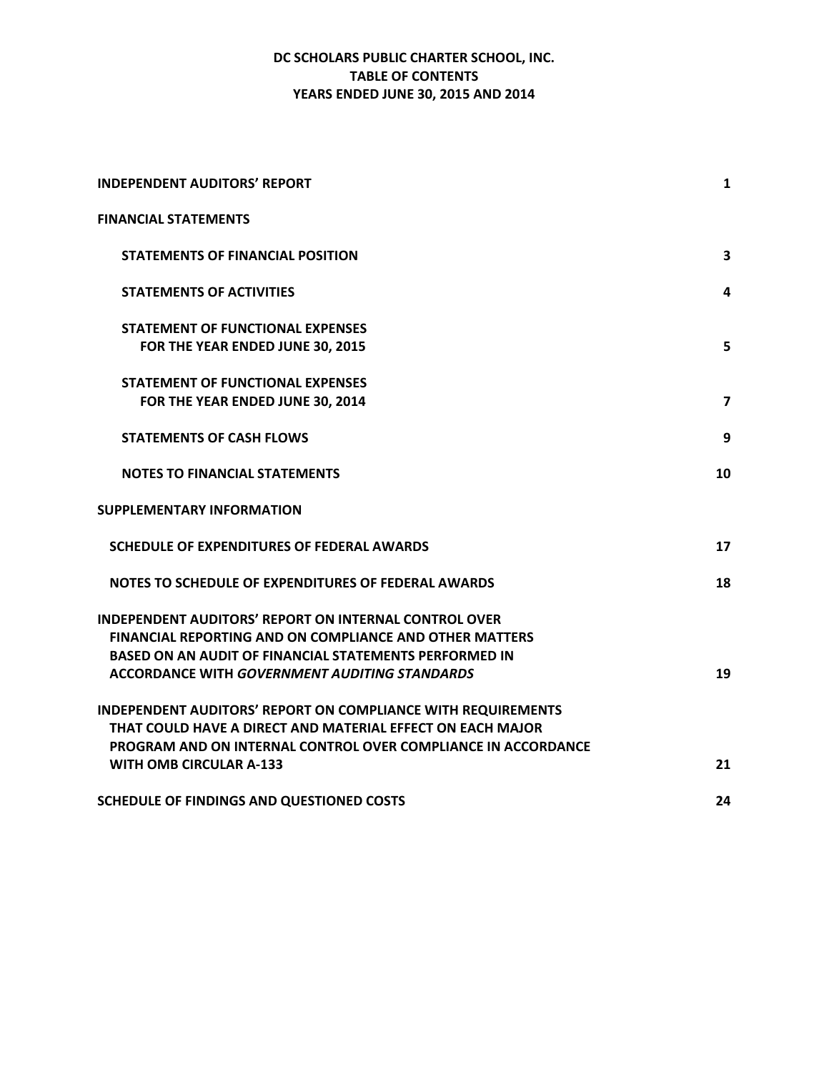# DC SCHOLARS PUBLIC CHARTER SCHOOL, INC.
## TABLE OF CONTENTS
## YEARS ENDED JUNE 30, 2015 AND 2014

| | |
|---|---|
| **INDEPENDENT AUDITORS' REPORT** | **1** |
| **FINANCIAL STATEMENTS** | |
| **STATEMENTS OF FINANCIAL POSITION** | **3** |
| **STATEMENTS OF ACTIVITIES** | **4** |
| **STATEMENT OF FUNCTIONAL EXPENSES FOR THE YEAR ENDED JUNE 30, 2015** | **5** |
| **STATEMENT OF FUNCTIONAL EXPENSES FOR THE YEAR ENDED JUNE 30, 2014** | **7** |
| **STATEMENTS OF CASH FLOWS** | **9** |
| **NOTES TO FINANCIAL STATEMENTS** | **10** |
| **SUPPLEMENTARY INFORMATION** | |
| **SCHEDULE OF EXPENDITURES OF FEDERAL AWARDS** | **17** |
| **NOTES TO SCHEDULE OF EXPENDITURES OF FEDERAL AWARDS** | **18** |
| **INDEPENDENT AUDITORS' REPORT ON INTERNAL CONTROL OVER FINANCIAL REPORTING AND ON COMPLIANCE AND OTHER MATTERS BASED ON AN AUDIT OF FINANCIAL STATEMENTS PERFORMED IN ACCORDANCE WITH *GOVERNMENT AUDITING STANDARDS*** | **19** |
| **INDEPENDENT AUDITORS' REPORT ON COMPLIANCE WITH REQUIREMENTS THAT COULD HAVE A DIRECT AND MATERIAL EFFECT ON EACH MAJOR PROGRAM AND ON INTERNAL CONTROL OVER COMPLIANCE IN ACCORDANCE WITH OMB CIRCULAR A-133** | **21** |
| **SCHEDULE OF FINDINGS AND QUESTIONED COSTS** | **24** |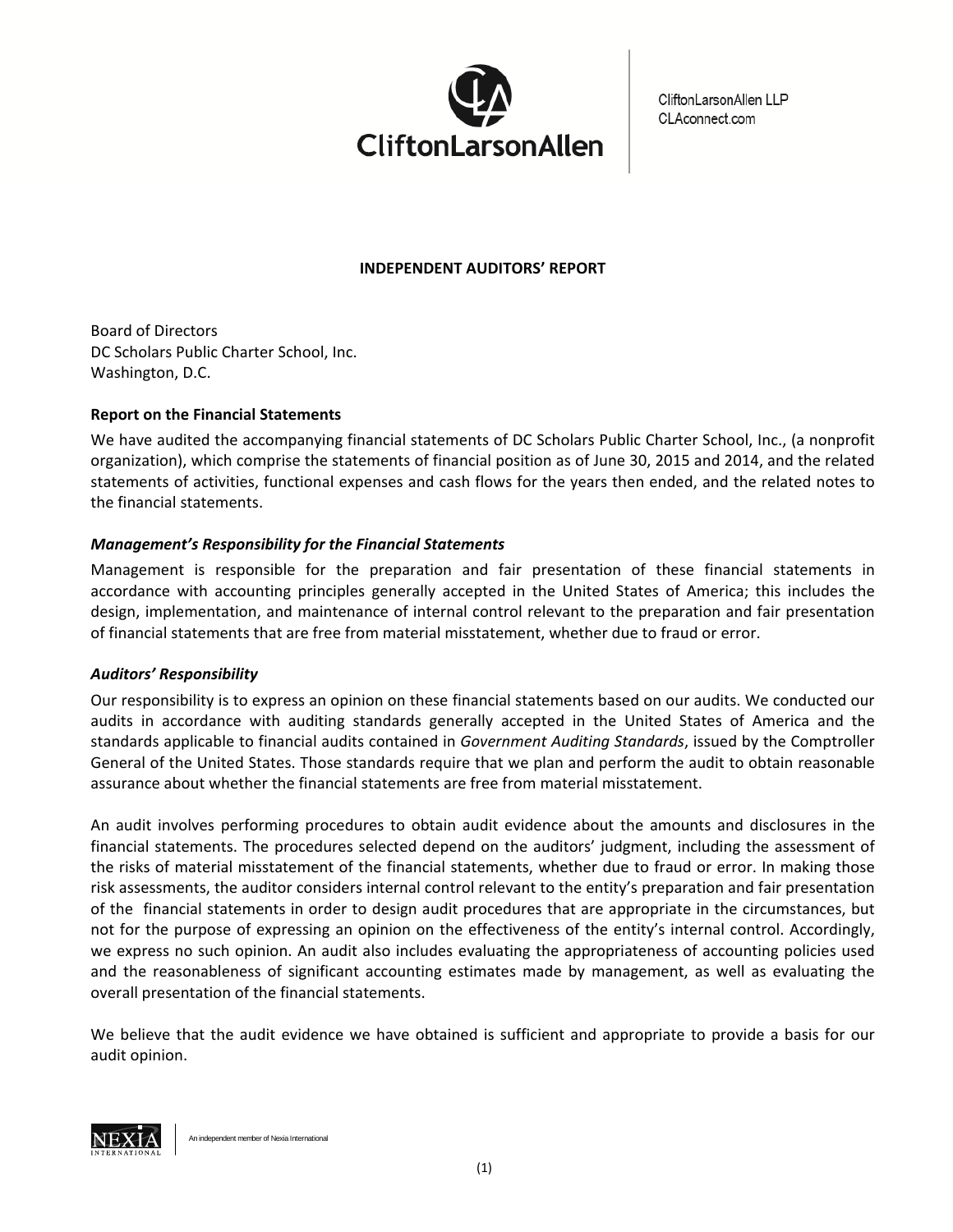CliftonLarsonAllen LLP
CLAconnect.com

## INDEPENDENT AUDITORS' REPORT

Board of Directors
DC Scholars Public Charter School, Inc.
Washington, D.C.

### Report on the Financial Statements

We have audited the accompanying financial statements of DC Scholars Public Charter School, Inc., (a nonprofit organization), which comprise the statements of financial position as of June 30, 2015 and 2014, and the related statements of activities, functional expenses and cash flows for the years then ended, and the related notes to the financial statements.

### *Management's Responsibility for the Financial Statements*

Management is responsible for the preparation and fair presentation of these financial statements in accordance with accounting principles generally accepted in the United States of America; this includes the design, implementation, and maintenance of internal control relevant to the preparation and fair presentation of financial statements that are free from material misstatement, whether due to fraud or error.

### *Auditors' Responsibility*

Our responsibility is to express an opinion on these financial statements based on our audits. We conducted our audits in accordance with auditing standards generally accepted in the United States of America and the standards applicable to financial audits contained in *Government Auditing Standards*, issued by the Comptroller General of the United States. Those standards require that we plan and perform the audit to obtain reasonable assurance about whether the financial statements are free from material misstatement.

An audit involves performing procedures to obtain audit evidence about the amounts and disclosures in the financial statements. The procedures selected depend on the auditors' judgment, including the assessment of the risks of material misstatement of the financial statements, whether due to fraud or error. In making those risk assessments, the auditor considers internal control relevant to the entity's preparation and fair presentation of the financial statements in order to design audit procedures that are appropriate in the circumstances, but not for the purpose of expressing an opinion on the effectiveness of the entity's internal control. Accordingly, we express no such opinion. An audit also includes evaluating the appropriateness of accounting policies used and the reasonableness of significant accounting estimates made by management, as well as evaluating the overall presentation of the financial statements.

We believe that the audit evidence we have obtained is sufficient and appropriate to provide a basis for our audit opinion.

An independent member of Nexia International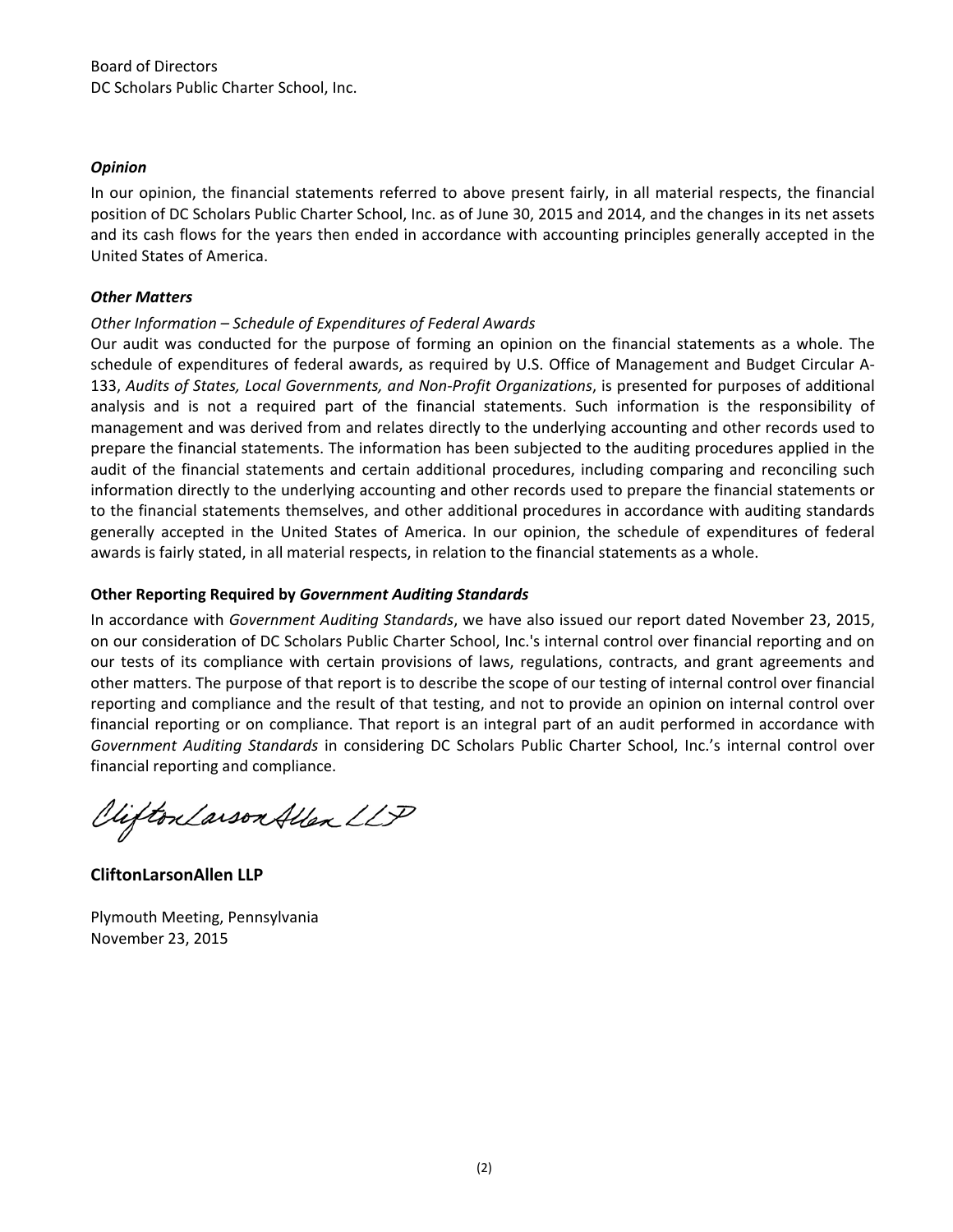Board of Directors
DC Scholars Public Charter School, Inc.

***Opinion***

In our opinion, the financial statements referred to above present fairly, in all material respects, the financial position of DC Scholars Public Charter School, Inc. as of June 30, 2015 and 2014, and the changes in its net assets and its cash flows for the years then ended in accordance with accounting principles generally accepted in the United States of America.

***Other Matters***

*Other Information – Schedule of Expenditures of Federal Awards*

Our audit was conducted for the purpose of forming an opinion on the financial statements as a whole. The schedule of expenditures of federal awards, as required by U.S. Office of Management and Budget Circular A-133, *Audits of States, Local Governments, and Non-Profit Organizations*, is presented for purposes of additional analysis and is not a required part of the financial statements. Such information is the responsibility of management and was derived from and relates directly to the underlying accounting and other records used to prepare the financial statements. The information has been subjected to the auditing procedures applied in the audit of the financial statements and certain additional procedures, including comparing and reconciling such information directly to the underlying accounting and other records used to prepare the financial statements or to the financial statements themselves, and other additional procedures in accordance with auditing standards generally accepted in the United States of America. In our opinion, the schedule of expenditures of federal awards is fairly stated, in all material respects, in relation to the financial statements as a whole.

**Other Reporting Required by *Government Auditing Standards***

In accordance with *Government Auditing Standards*, we have also issued our report dated November 23, 2015, on our consideration of DC Scholars Public Charter School, Inc.'s internal control over financial reporting and on our tests of its compliance with certain provisions of laws, regulations, contracts, and grant agreements and other matters. The purpose of that report is to describe the scope of our testing of internal control over financial reporting and compliance and the result of that testing, and not to provide an opinion on internal control over financial reporting or on compliance. That report is an integral part of an audit performed in accordance with *Government Auditing Standards* in considering DC Scholars Public Charter School, Inc.'s internal control over financial reporting and compliance.

CliftonLarsonAllen LLP

**CliftonLarsonAllen LLP**

Plymouth Meeting, Pennsylvania
November 23, 2015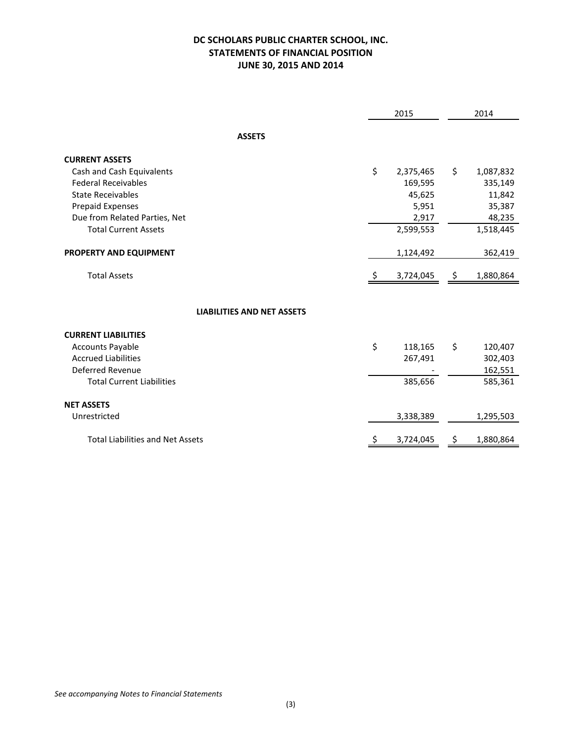# DC SCHOLARS PUBLIC CHARTER SCHOOL, INC.
## STATEMENTS OF FINANCIAL POSITION
## JUNE 30, 2015 AND 2014

| | 2015 | 2014 |
|---|---|---|
| **ASSETS** | | |
| **CURRENT ASSETS** | | |
| Cash and Cash Equivalents | $ 2,375,465 | $ 1,087,832 |
| Federal Receivables | 169,595 | 335,149 |
| State Receivables | 45,625 | 11,842 |
| Prepaid Expenses | 5,951 | 35,387 |
| Due from Related Parties, Net | 2,917 | 48,235 |
| Total Current Assets | 2,599,553 | 1,518,445 |
| **PROPERTY AND EQUIPMENT** | 1,124,492 | 362,419 |
| Total Assets | $ 3,724,045 | $ 1,880,864 |
| **LIABILITIES AND NET ASSETS** | | |
| **CURRENT LIABILITIES** | | |
| Accounts Payable | $ 118,165 | $ 120,407 |
| Accrued Liabilities | 267,491 | 302,403 |
| Deferred Revenue | - | 162,551 |
| Total Current Liabilities | 385,656 | 585,361 |
| **NET ASSETS** | | |
| Unrestricted | 3,338,389 | 1,295,503 |
| Total Liabilities and Net Assets | $ 3,724,045 | $ 1,880,864 |

*See accompanying Notes to Financial Statements*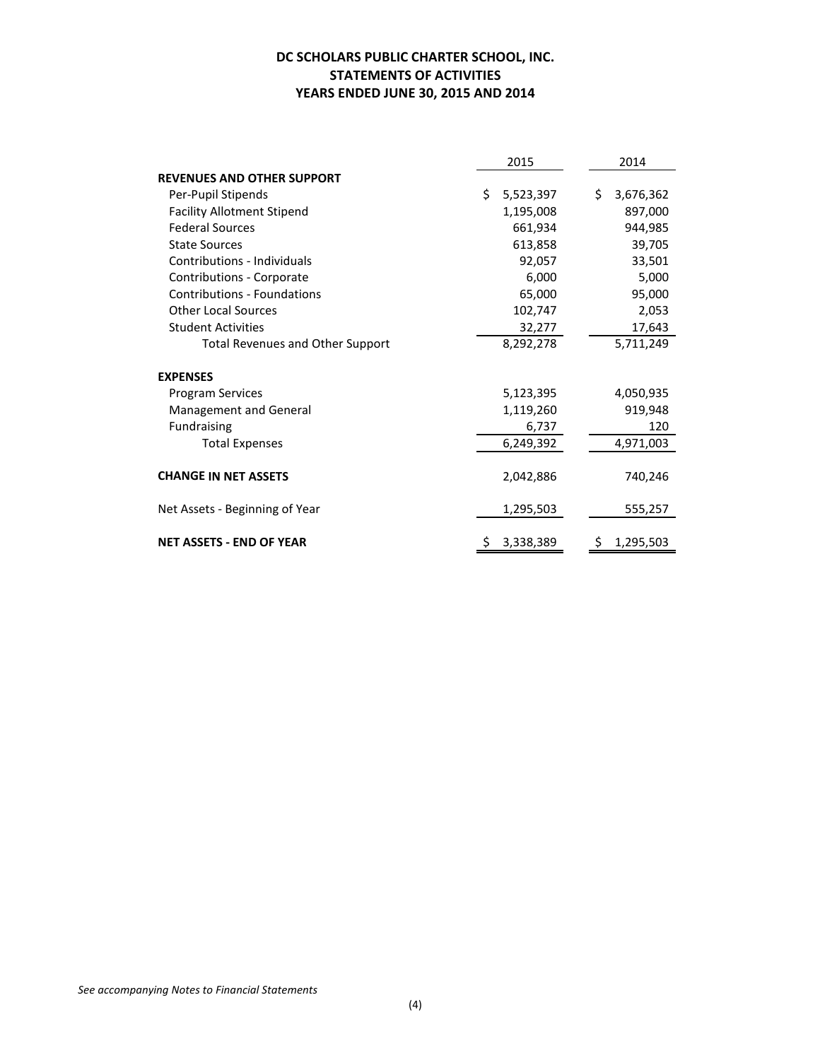# DC SCHOLARS PUBLIC CHARTER SCHOOL, INC.
## STATEMENTS OF ACTIVITIES
## YEARS ENDED JUNE 30, 2015 AND 2014

| | 2015 | 2014 |
|---|---|---|
| **REVENUES AND OTHER SUPPORT** | | |
| Per-Pupil Stipends | $ 5,523,397 | $ 3,676,362 |
| Facility Allotment Stipend | 1,195,008 | 897,000 |
| Federal Sources | 661,934 | 944,985 |
| State Sources | 613,858 | 39,705 |
| Contributions - Individuals | 92,057 | 33,501 |
| Contributions - Corporate | 6,000 | 5,000 |
| Contributions - Foundations | 65,000 | 95,000 |
| Other Local Sources | 102,747 | 2,053 |
| Student Activities | 32,277 | 17,643 |
| Total Revenues and Other Support | 8,292,278 | 5,711,249 |
| **EXPENSES** | | |
| Program Services | 5,123,395 | 4,050,935 |
| Management and General | 1,119,260 | 919,948 |
| Fundraising | 6,737 | 120 |
| Total Expenses | 6,249,392 | 4,971,003 |
| **CHANGE IN NET ASSETS** | 2,042,886 | 740,246 |
| Net Assets - Beginning of Year | 1,295,503 | 555,257 |
| **NET ASSETS - END OF YEAR** | $ 3,338,389 | $ 1,295,503 |

*See accompanying Notes to Financial Statements*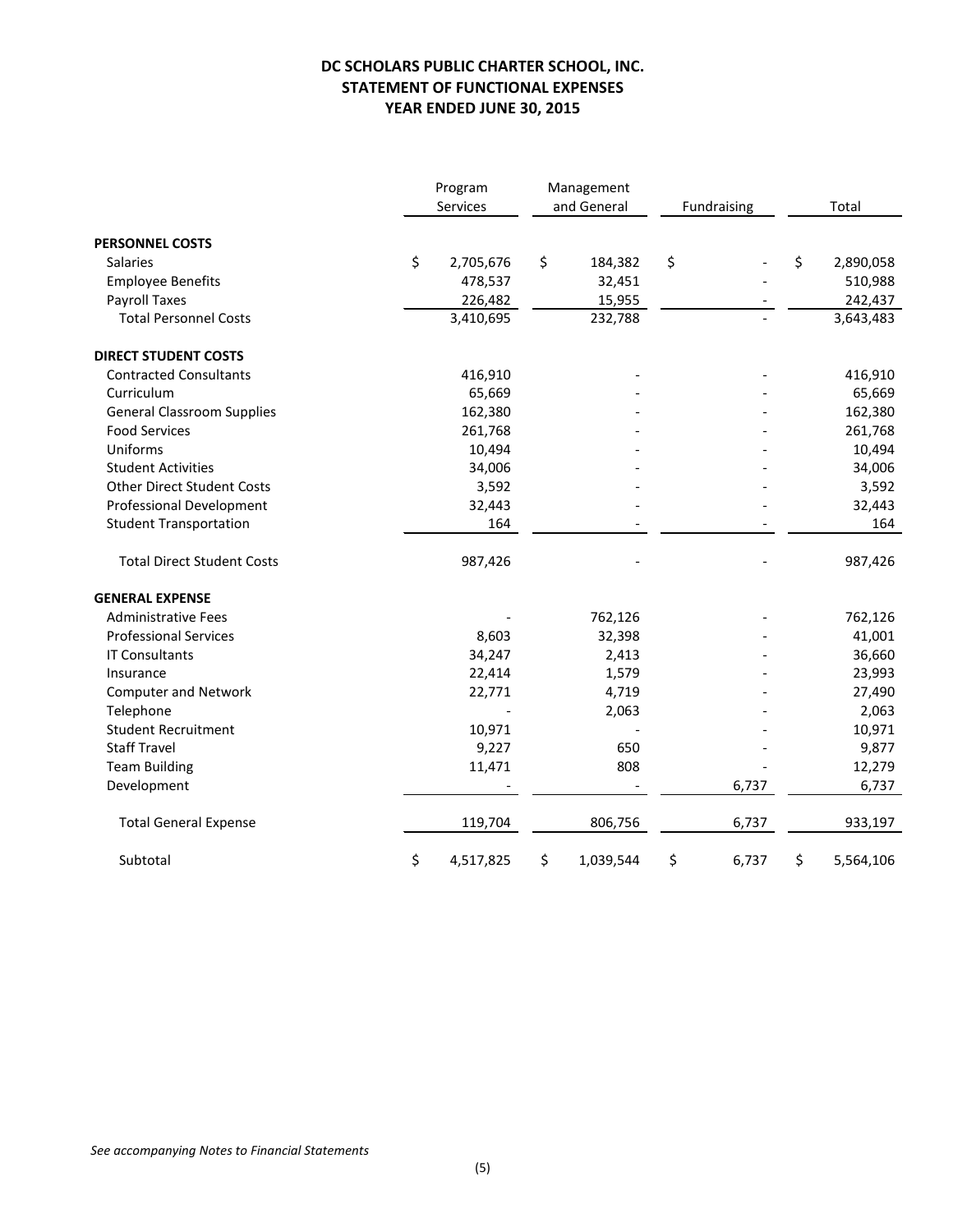**DC SCHOLARS PUBLIC CHARTER SCHOOL, INC.**
**STATEMENT OF FUNCTIONAL EXPENSES**
**YEAR ENDED JUNE 30, 2015**

| | Program Services | Management and General | Fundraising | Total |
|---|---|---|---|---|
| **PERSONNEL COSTS** | | | | |
| Salaries | $ 2,705,676 | $ 184,382 | $ - | $ 2,890,058 |
| Employee Benefits | 478,537 | 32,451 | - | 510,988 |
| Payroll Taxes | 226,482 | 15,955 | - | 242,437 |
| Total Personnel Costs | 3,410,695 | 232,788 | - | 3,643,483 |
| **DIRECT STUDENT COSTS** | | | | |
| Contracted Consultants | 416,910 | - | - | 416,910 |
| Curriculum | 65,669 | - | - | 65,669 |
| General Classroom Supplies | 162,380 | - | - | 162,380 |
| Food Services | 261,768 | - | - | 261,768 |
| Uniforms | 10,494 | - | - | 10,494 |
| Student Activities | 34,006 | - | - | 34,006 |
| Other Direct Student Costs | 3,592 | - | - | 3,592 |
| Professional Development | 32,443 | - | - | 32,443 |
| Student Transportation | 164 | - | - | 164 |
| Total Direct Student Costs | 987,426 | - | - | 987,426 |
| **GENERAL EXPENSE** | | | | |
| Administrative Fees | - | 762,126 | - | 762,126 |
| Professional Services | 8,603 | 32,398 | - | 41,001 |
| IT Consultants | 34,247 | 2,413 | - | 36,660 |
| Insurance | 22,414 | 1,579 | - | 23,993 |
| Computer and Network | 22,771 | 4,719 | - | 27,490 |
| Telephone | - | 2,063 | - | 2,063 |
| Student Recruitment | 10,971 | - | - | 10,971 |
| Staff Travel | 9,227 | 650 | - | 9,877 |
| Team Building | 11,471 | 808 | - | 12,279 |
| Development | - | - | 6,737 | 6,737 |
| Total General Expense | 119,704 | 806,756 | 6,737 | 933,197 |
| Subtotal | $ 4,517,825 | $ 1,039,544 | $ 6,737 | $ 5,564,106 |

*See accompanying Notes to Financial Statements*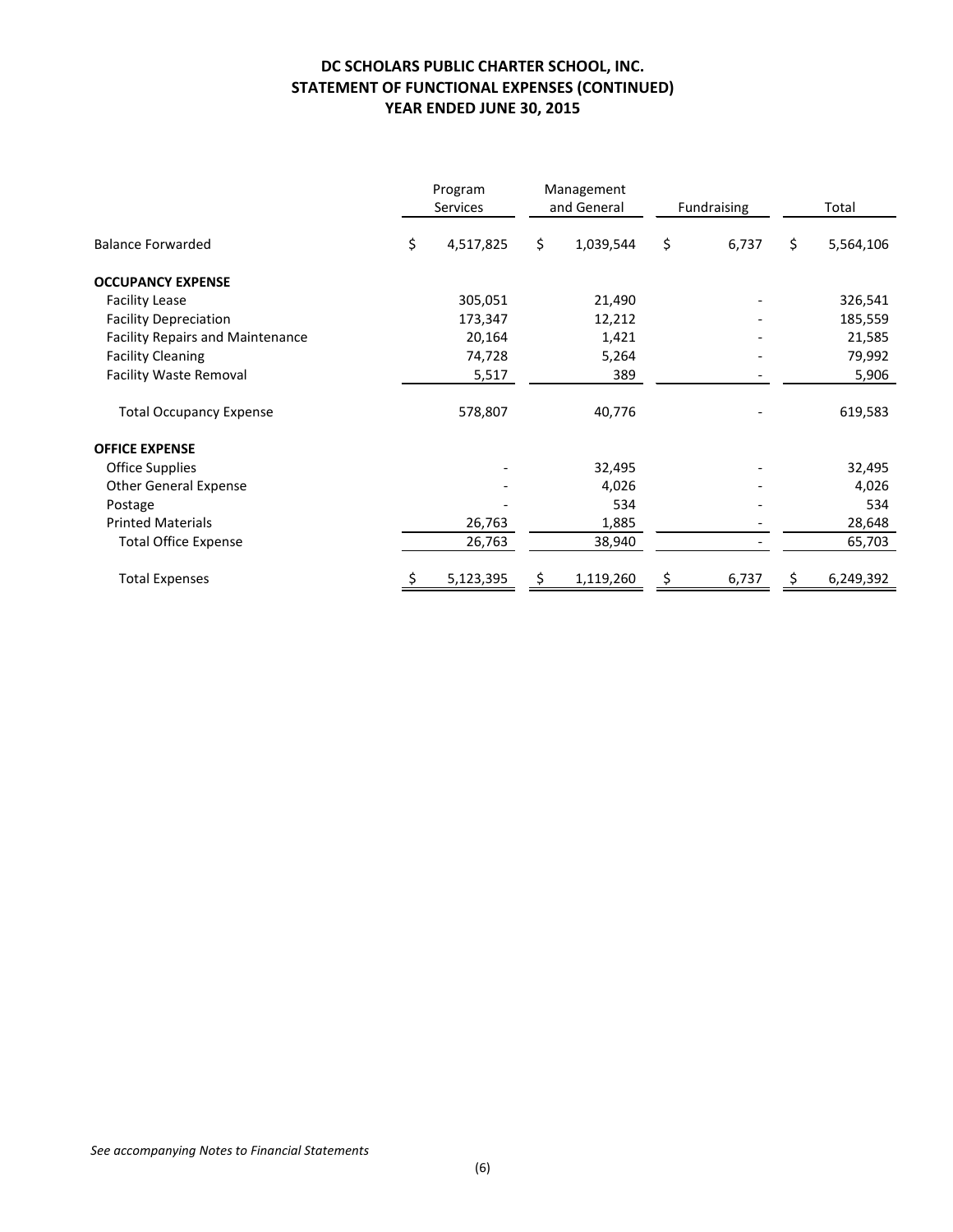# DC SCHOLARS PUBLIC CHARTER SCHOOL, INC.
## STATEMENT OF FUNCTIONAL EXPENSES (CONTINUED)
### YEAR ENDED JUNE 30, 2015

| | Program Services | Management and General | Fundraising | Total |
|---|---|---|---|---|
| Balance Forwarded | $ 4,517,825 | $ 1,039,544 | $ 6,737 | $ 5,564,106 |
| **OCCUPANCY EXPENSE** | | | | |
| Facility Lease | 305,051 | 21,490 | - | 326,541 |
| Facility Depreciation | 173,347 | 12,212 | - | 185,559 |
| Facility Repairs and Maintenance | 20,164 | 1,421 | - | 21,585 |
| Facility Cleaning | 74,728 | 5,264 | - | 79,992 |
| Facility Waste Removal | 5,517 | 389 | - | 5,906 |
| Total Occupancy Expense | 578,807 | 40,776 | - | 619,583 |
| **OFFICE EXPENSE** | | | | |
| Office Supplies | - | 32,495 | - | 32,495 |
| Other General Expense | - | 4,026 | - | 4,026 |
| Postage | - | 534 | - | 534 |
| Printed Materials | 26,763 | 1,885 | - | 28,648 |
| Total Office Expense | 26,763 | 38,940 | - | 65,703 |
| Total Expenses | $ 5,123,395 | $ 1,119,260 | $ 6,737 | $ 6,249,392 |

*See accompanying Notes to Financial Statements*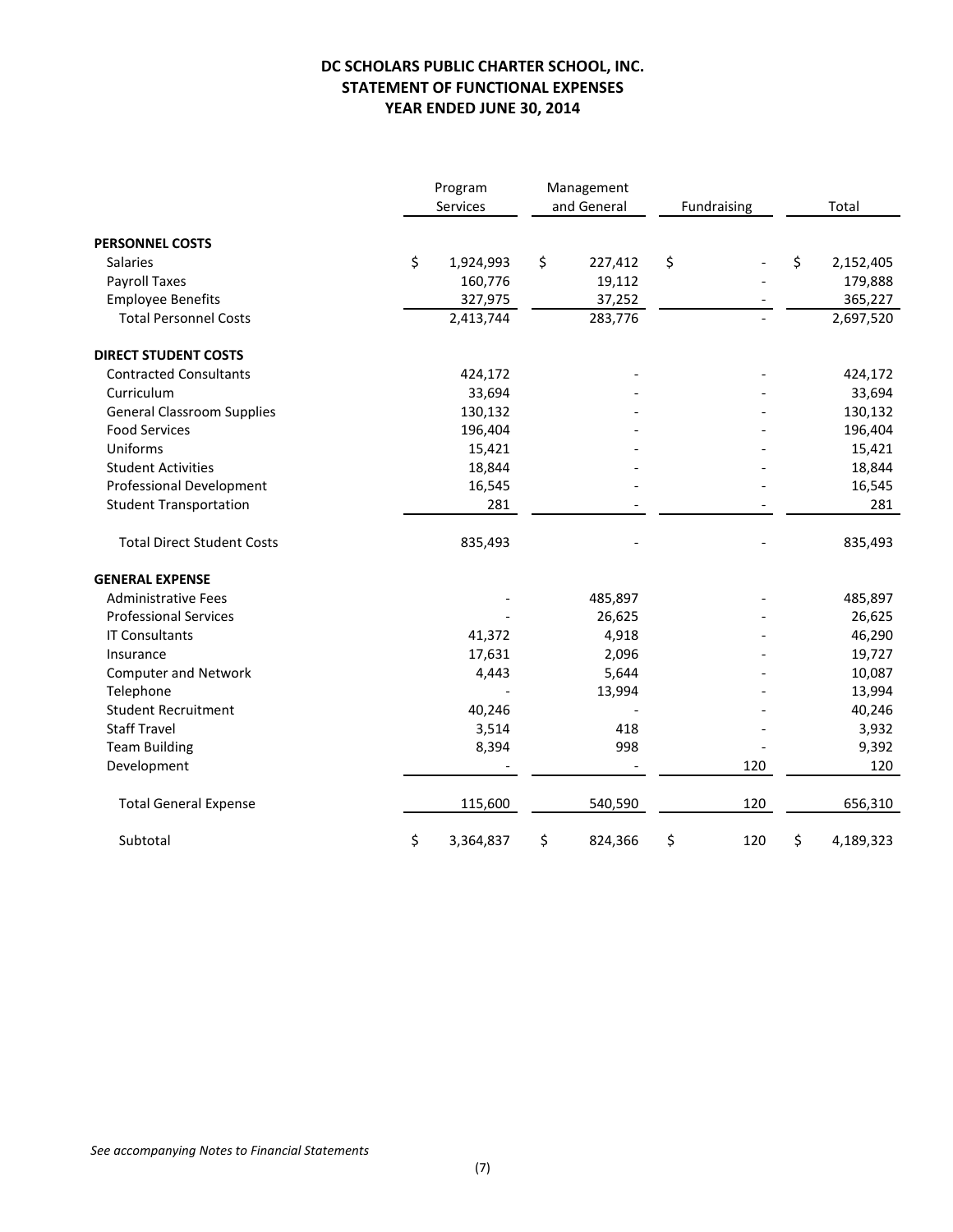# DC SCHOLARS PUBLIC CHARTER SCHOOL, INC.
# STATEMENT OF FUNCTIONAL EXPENSES
# YEAR ENDED JUNE 30, 2014

| | Program Services | Management and General | Fundraising | Total |
|---|---|---|---|---|
| **PERSONNEL COSTS** | | | | |
| Salaries | $ 1,924,993 | $ 227,412 | $ - | $ 2,152,405 |
| Payroll Taxes | 160,776 | 19,112 | - | 179,888 |
| Employee Benefits | 327,975 | 37,252 | - | 365,227 |
| Total Personnel Costs | 2,413,744 | 283,776 | - | 2,697,520 |
| **DIRECT STUDENT COSTS** | | | | |
| Contracted Consultants | 424,172 | - | - | 424,172 |
| Curriculum | 33,694 | - | - | 33,694 |
| General Classroom Supplies | 130,132 | - | - | 130,132 |
| Food Services | 196,404 | - | - | 196,404 |
| Uniforms | 15,421 | - | - | 15,421 |
| Student Activities | 18,844 | - | - | 18,844 |
| Professional Development | 16,545 | - | - | 16,545 |
| Student Transportation | 281 | - | - | 281 |
| Total Direct Student Costs | 835,493 | - | - | 835,493 |
| **GENERAL EXPENSE** | | | | |
| Administrative Fees | - | 485,897 | - | 485,897 |
| Professional Services | - | 26,625 | - | 26,625 |
| IT Consultants | 41,372 | 4,918 | - | 46,290 |
| Insurance | 17,631 | 2,096 | - | 19,727 |
| Computer and Network | 4,443 | 5,644 | - | 10,087 |
| Telephone | - | 13,994 | - | 13,994 |
| Student Recruitment | 40,246 | - | - | 40,246 |
| Staff Travel | 3,514 | 418 | - | 3,932 |
| Team Building | 8,394 | 998 | - | 9,392 |
| Development | - | - | 120 | 120 |
| Total General Expense | 115,600 | 540,590 | 120 | 656,310 |
| Subtotal | $ 3,364,837 | $ 824,366 | $ 120 | $ 4,189,323 |

*See accompanying Notes to Financial Statements*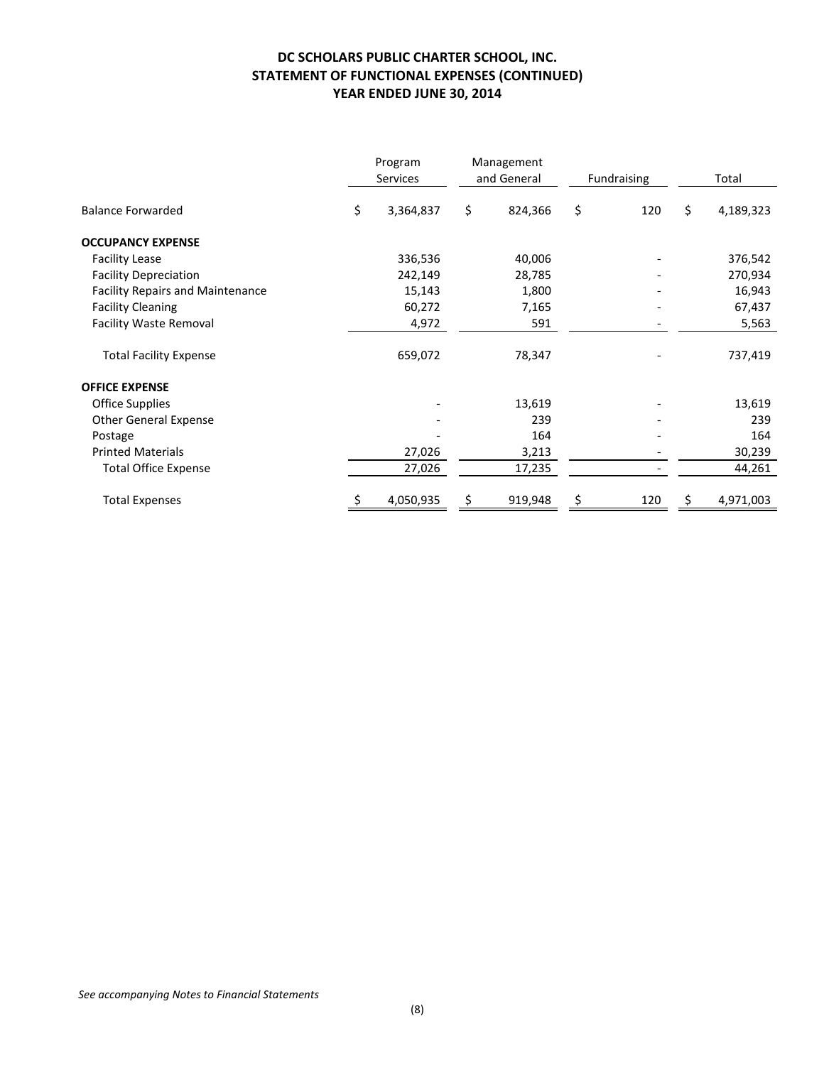**DC SCHOLARS PUBLIC CHARTER SCHOOL, INC.**
**STATEMENT OF FUNCTIONAL EXPENSES (CONTINUED)**
**YEAR ENDED JUNE 30, 2014**

| | Program Services | Management and General | Fundraising | Total |
|---|---|---|---|---|
| Balance Forwarded | $ 3,364,837 | $ 824,366 | $ 120 | $ 4,189,323 |
| **OCCUPANCY EXPENSE** | | | | |
| Facility Lease | 336,536 | 40,006 | - | 376,542 |
| Facility Depreciation | 242,149 | 28,785 | - | 270,934 |
| Facility Repairs and Maintenance | 15,143 | 1,800 | - | 16,943 |
| Facility Cleaning | 60,272 | 7,165 | - | 67,437 |
| Facility Waste Removal | 4,972 | 591 | - | 5,563 |
| Total Facility Expense | 659,072 | 78,347 | - | 737,419 |
| **OFFICE EXPENSE** | | | | |
| Office Supplies | - | 13,619 | - | 13,619 |
| Other General Expense | - | 239 | - | 239 |
| Postage | - | 164 | - | 164 |
| Printed Materials | 27,026 | 3,213 | - | 30,239 |
| Total Office Expense | 27,026 | 17,235 | - | 44,261 |
| Total Expenses | $ 4,050,935 | $ 919,948 | $ 120 | $ 4,971,003 |

*See accompanying Notes to Financial Statements*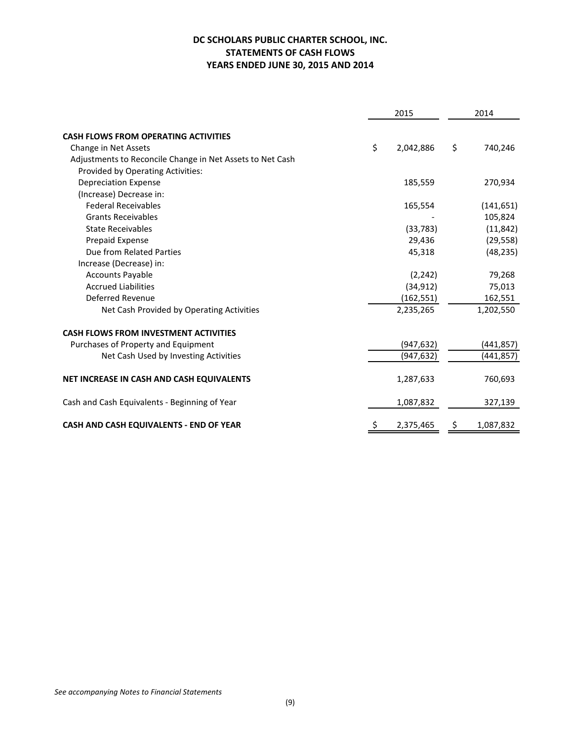# DC SCHOLARS PUBLIC CHARTER SCHOOL, INC.
## STATEMENTS OF CASH FLOWS
## YEARS ENDED JUNE 30, 2015 AND 2014

| | 2015 | 2014 |
|---|---|---|
| **CASH FLOWS FROM OPERATING ACTIVITIES** | | |
| Change in Net Assets | $ 2,042,886 | $ 740,246 |
| Adjustments to Reconcile Change in Net Assets to Net Cash Provided by Operating Activities: | | |
| Depreciation Expense | 185,559 | 270,934 |
| (Increase) Decrease in: | | |
| Federal Receivables | 165,554 | (141,651) |
| Grants Receivables | - | 105,824 |
| State Receivables | (33,783) | (11,842) |
| Prepaid Expense | 29,436 | (29,558) |
| Due from Related Parties | 45,318 | (48,235) |
| Increase (Decrease) in: | | |
| Accounts Payable | (2,242) | 79,268 |
| Accrued Liabilities | (34,912) | 75,013 |
| Deferred Revenue | (162,551) | 162,551 |
| Net Cash Provided by Operating Activities | 2,235,265 | 1,202,550 |
| **CASH FLOWS FROM INVESTMENT ACTIVITIES** | | |
| Purchases of Property and Equipment | (947,632) | (441,857) |
| Net Cash Used by Investing Activities | (947,632) | (441,857) |
| **NET INCREASE IN CASH AND CASH EQUIVALENTS** | 1,287,633 | 760,693 |
| Cash and Cash Equivalents - Beginning of Year | 1,087,832 | 327,139 |
| **CASH AND CASH EQUIVALENTS - END OF YEAR** | $ 2,375,465 | $ 1,087,832 |

*See accompanying Notes to Financial Statements*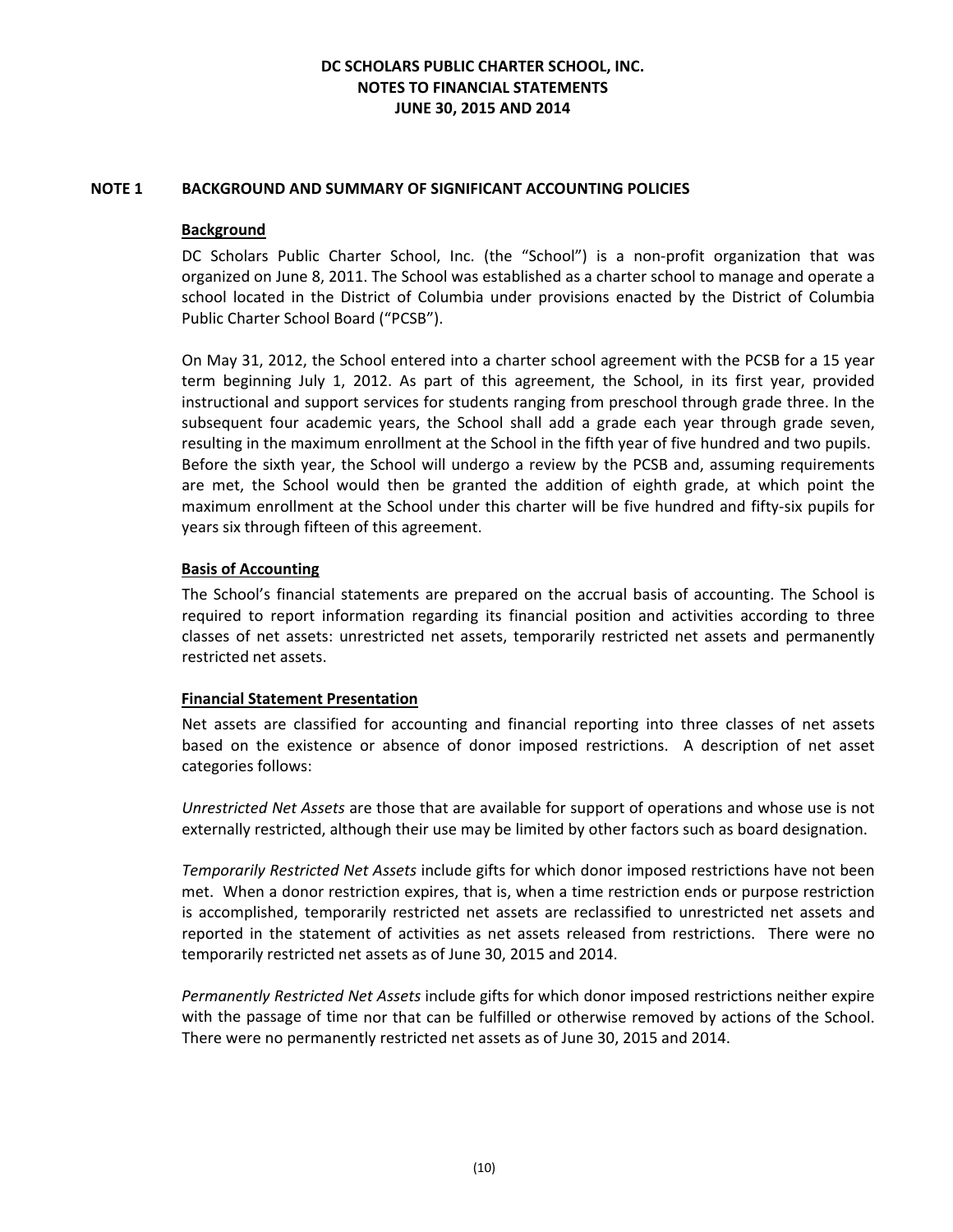## NOTE 1 BACKGROUND AND SUMMARY OF SIGNIFICANT ACCOUNTING POLICIES

### Background

DC Scholars Public Charter School, Inc. (the "School") is a non-profit organization that was organized on June 8, 2011. The School was established as a charter school to manage and operate a school located in the District of Columbia under provisions enacted by the District of Columbia Public Charter School Board ("PCSB").

On May 31, 2012, the School entered into a charter school agreement with the PCSB for a 15 year term beginning July 1, 2012. As part of this agreement, the School, in its first year, provided instructional and support services for students ranging from preschool through grade three. In the subsequent four academic years, the School shall add a grade each year through grade seven, resulting in the maximum enrollment at the School in the fifth year of five hundred and two pupils. Before the sixth year, the School will undergo a review by the PCSB and, assuming requirements are met, the School would then be granted the addition of eighth grade, at which point the maximum enrollment at the School under this charter will be five hundred and fifty-six pupils for years six through fifteen of this agreement.

### Basis of Accounting

The School's financial statements are prepared on the accrual basis of accounting. The School is required to report information regarding its financial position and activities according to three classes of net assets: unrestricted net assets, temporarily restricted net assets and permanently restricted net assets.

### Financial Statement Presentation

Net assets are classified for accounting and financial reporting into three classes of net assets based on the existence or absence of donor imposed restrictions. A description of net asset categories follows:

*Unrestricted Net Assets* are those that are available for support of operations and whose use is not externally restricted, although their use may be limited by other factors such as board designation.

*Temporarily Restricted Net Assets* include gifts for which donor imposed restrictions have not been met. When a donor restriction expires, that is, when a time restriction ends or purpose restriction is accomplished, temporarily restricted net assets are reclassified to unrestricted net assets and reported in the statement of activities as net assets released from restrictions. There were no temporarily restricted net assets as of June 30, 2015 and 2014.

*Permanently Restricted Net Assets* include gifts for which donor imposed restrictions neither expire with the passage of time nor that can be fulfilled or otherwise removed by actions of the School. There were no permanently restricted net assets as of June 30, 2015 and 2014.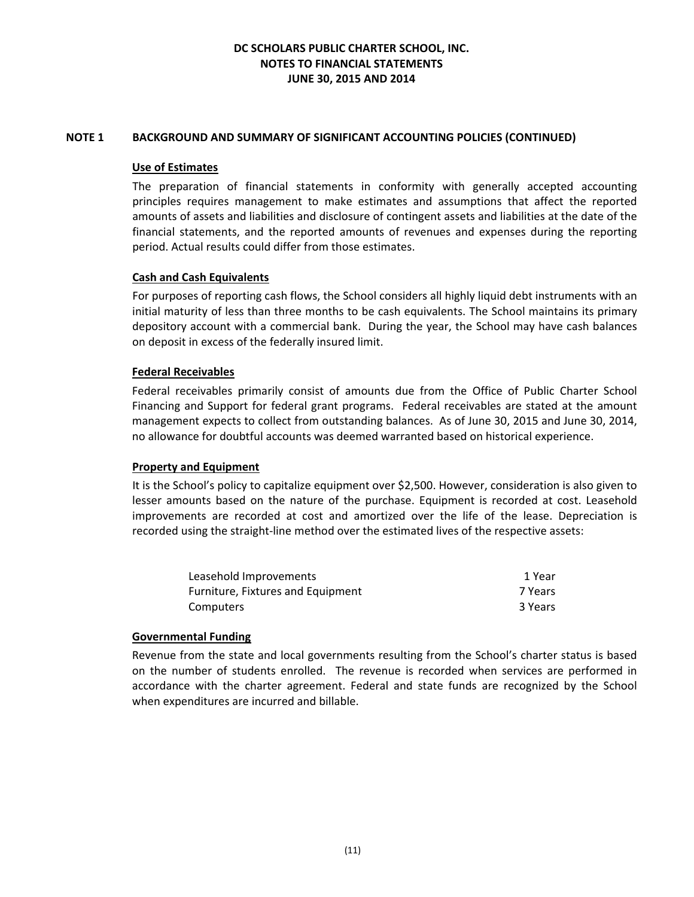# DC SCHOLARS PUBLIC CHARTER SCHOOL, INC.
# NOTES TO FINANCIAL STATEMENTS
# JUNE 30, 2015 AND 2014

## NOTE 1 BACKGROUND AND SUMMARY OF SIGNIFICANT ACCOUNTING POLICIES (CONTINUED)

### Use of Estimates

The preparation of financial statements in conformity with generally accepted accounting principles requires management to make estimates and assumptions that affect the reported amounts of assets and liabilities and disclosure of contingent assets and liabilities at the date of the financial statements, and the reported amounts of revenues and expenses during the reporting period. Actual results could differ from those estimates.

### Cash and Cash Equivalents

For purposes of reporting cash flows, the School considers all highly liquid debt instruments with an initial maturity of less than three months to be cash equivalents. The School maintains its primary depository account with a commercial bank. During the year, the School may have cash balances on deposit in excess of the federally insured limit.

### Federal Receivables

Federal receivables primarily consist of amounts due from the Office of Public Charter School Financing and Support for federal grant programs. Federal receivables are stated at the amount management expects to collect from outstanding balances. As of June 30, 2015 and June 30, 2014, no allowance for doubtful accounts was deemed warranted based on historical experience.

### Property and Equipment

It is the School's policy to capitalize equipment over $2,500. However, consideration is also given to lesser amounts based on the nature of the purchase. Equipment is recorded at cost. Leasehold improvements are recorded at cost and amortized over the life of the lease. Depreciation is recorded using the straight-line method over the estimated lives of the respective assets:

| | |
|---|---|
| Leasehold Improvements | 1 Year |
| Furniture, Fixtures and Equipment | 7 Years |
| Computers | 3 Years |

### Governmental Funding

Revenue from the state and local governments resulting from the School's charter status is based on the number of students enrolled. The revenue is recorded when services are performed in accordance with the charter agreement. Federal and state funds are recognized by the School when expenditures are incurred and billable.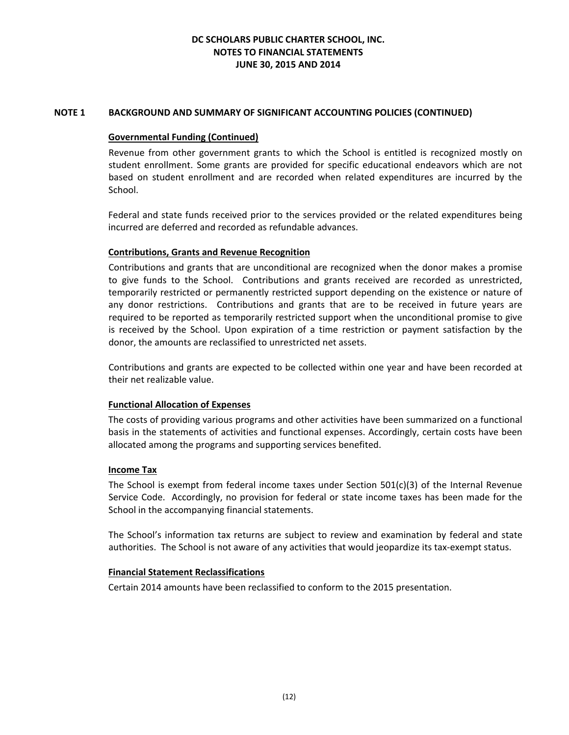## NOTE 1 BACKGROUND AND SUMMARY OF SIGNIFICANT ACCOUNTING POLICIES (CONTINUED)

### Governmental Funding (Continued)

Revenue from other government grants to which the School is entitled is recognized mostly on student enrollment. Some grants are provided for specific educational endeavors which are not based on student enrollment and are recorded when related expenditures are incurred by the School.

Federal and state funds received prior to the services provided or the related expenditures being incurred are deferred and recorded as refundable advances.

### Contributions, Grants and Revenue Recognition

Contributions and grants that are unconditional are recognized when the donor makes a promise to give funds to the School. Contributions and grants received are recorded as unrestricted, temporarily restricted or permanently restricted support depending on the existence or nature of any donor restrictions. Contributions and grants that are to be received in future years are required to be reported as temporarily restricted support when the unconditional promise to give is received by the School. Upon expiration of a time restriction or payment satisfaction by the donor, the amounts are reclassified to unrestricted net assets.

Contributions and grants are expected to be collected within one year and have been recorded at their net realizable value.

### Functional Allocation of Expenses

The costs of providing various programs and other activities have been summarized on a functional basis in the statements of activities and functional expenses. Accordingly, certain costs have been allocated among the programs and supporting services benefited.

### Income Tax

The School is exempt from federal income taxes under Section 501(c)(3) of the Internal Revenue Service Code. Accordingly, no provision for federal or state income taxes has been made for the School in the accompanying financial statements.

The School's information tax returns are subject to review and examination by federal and state authorities. The School is not aware of any activities that would jeopardize its tax-exempt status.

### Financial Statement Reclassifications

Certain 2014 amounts have been reclassified to conform to the 2015 presentation.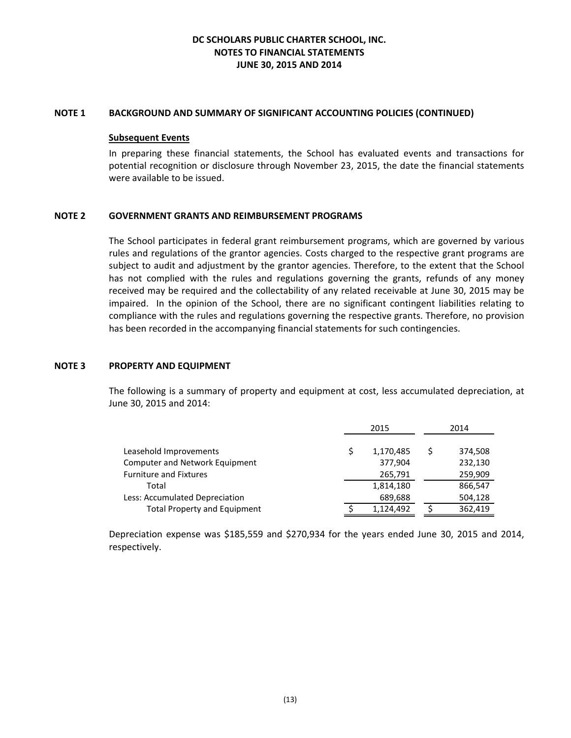## NOTE 1 BACKGROUND AND SUMMARY OF SIGNIFICANT ACCOUNTING POLICIES (CONTINUED)

### Subsequent Events

In preparing these financial statements, the School has evaluated events and transactions for potential recognition or disclosure through November 23, 2015, the date the financial statements were available to be issued.

## NOTE 2 GOVERNMENT GRANTS AND REIMBURSEMENT PROGRAMS

The School participates in federal grant reimbursement programs, which are governed by various rules and regulations of the grantor agencies. Costs charged to the respective grant programs are subject to audit and adjustment by the grantor agencies. Therefore, to the extent that the School has not complied with the rules and regulations governing the grants, refunds of any money received may be required and the collectability of any related receivable at June 30, 2015 may be impaired. In the opinion of the School, there are no significant contingent liabilities relating to compliance with the rules and regulations governing the respective grants. Therefore, no provision has been recorded in the accompanying financial statements for such contingencies.

## NOTE 3 PROPERTY AND EQUIPMENT

The following is a summary of property and equipment at cost, less accumulated depreciation, at June 30, 2015 and 2014:

| | 2015 | 2014 |
|---|---|---|
| Leasehold Improvements | $ 1,170,485 | $ 374,508 |
| Computer and Network Equipment | 377,904 | 232,130 |
| Furniture and Fixtures | 265,791 | 259,909 |
| Total | 1,814,180 | 866,547 |
| Less: Accumulated Depreciation | 689,688 | 504,128 |
| Total Property and Equipment | $ 1,124,492 | $ 362,419 |

Depreciation expense was $185,559 and $270,934 for the years ended June 30, 2015 and 2014, respectively.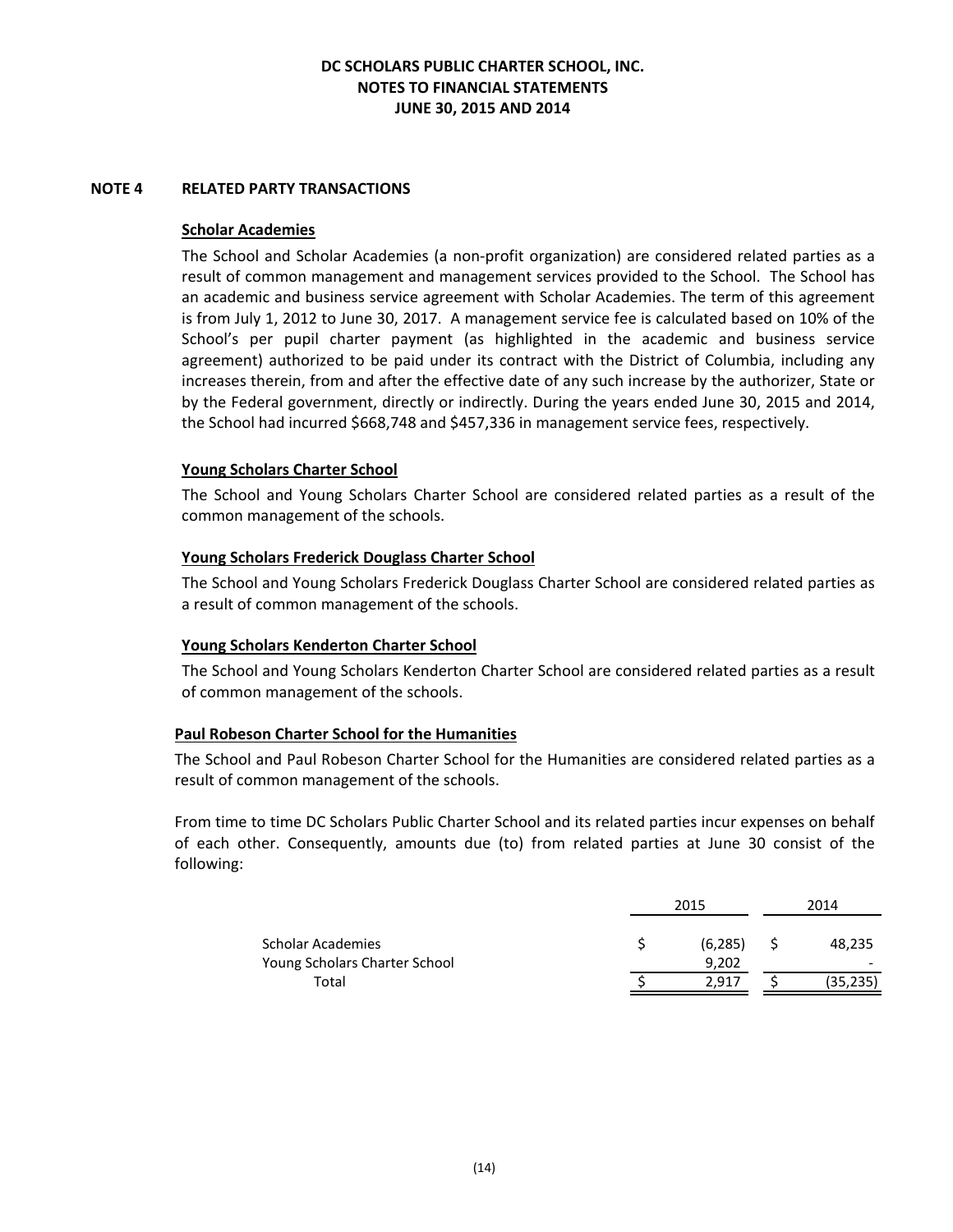# DC SCHOLARS PUBLIC CHARTER SCHOOL, INC.
# NOTES TO FINANCIAL STATEMENTS
# JUNE 30, 2015 AND 2014

## NOTE 4 RELATED PARTY TRANSACTIONS

### Scholar Academies

The School and Scholar Academies (a non-profit organization) are considered related parties as a result of common management and management services provided to the School. The School has an academic and business service agreement with Scholar Academies. The term of this agreement is from July 1, 2012 to June 30, 2017. A management service fee is calculated based on 10% of the School's per pupil charter payment (as highlighted in the academic and business service agreement) authorized to be paid under its contract with the District of Columbia, including any increases therein, from and after the effective date of any such increase by the authorizer, State or by the Federal government, directly or indirectly. During the years ended June 30, 2015 and 2014, the School had incurred $668,748 and $457,336 in management service fees, respectively.

### Young Scholars Charter School

The School and Young Scholars Charter School are considered related parties as a result of the common management of the schools.

### Young Scholars Frederick Douglass Charter School

The School and Young Scholars Frederick Douglass Charter School are considered related parties as a result of common management of the schools.

### Young Scholars Kenderton Charter School

The School and Young Scholars Kenderton Charter School are considered related parties as a result of common management of the schools.

### Paul Robeson Charter School for the Humanities

The School and Paul Robeson Charter School for the Humanities are considered related parties as a result of common management of the schools.

From time to time DC Scholars Public Charter School and its related parties incur expenses on behalf of each other. Consequently, amounts due (to) from related parties at June 30 consist of the following:

| | 2015 | 2014 |
|---|---|---|
| Scholar Academies | $ (6,285) | $ 48,235 |
| Young Scholars Charter School | 9,202 | - |
| Total | $ 2,917 | $ (35,235) |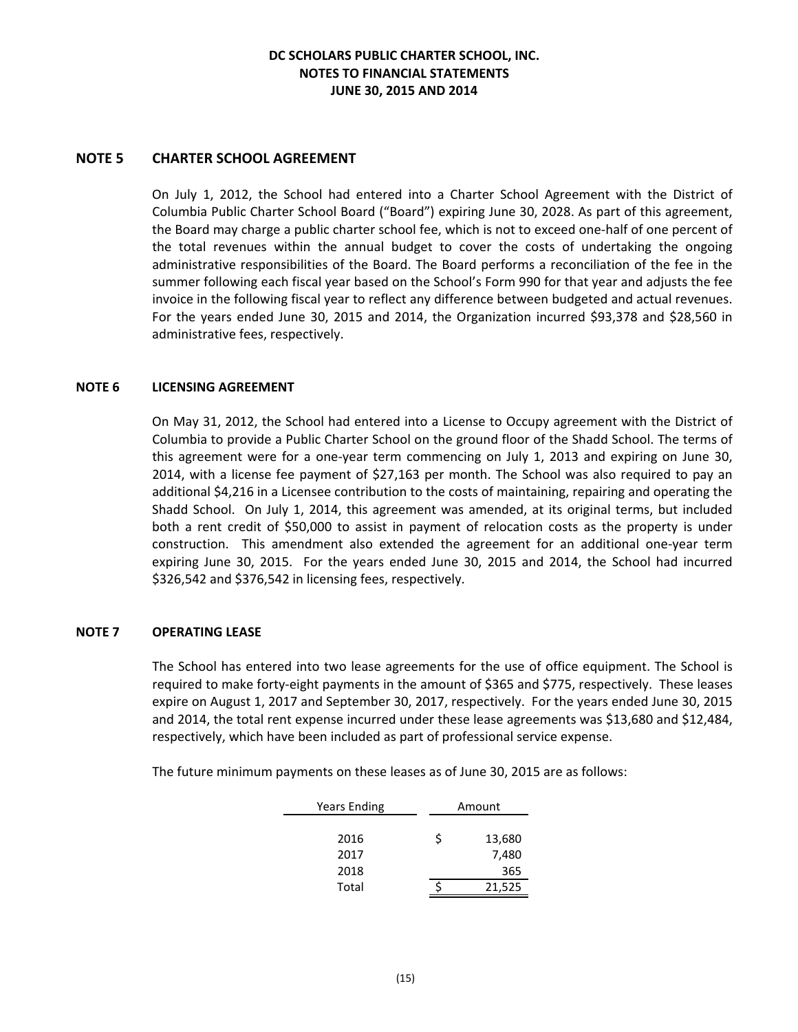DC SCHOLARS PUBLIC CHARTER SCHOOL, INC.
NOTES TO FINANCIAL STATEMENTS
JUNE 30, 2015 AND 2014

## NOTE 5 CHARTER SCHOOL AGREEMENT

On July 1, 2012, the School had entered into a Charter School Agreement with the District of Columbia Public Charter School Board ("Board") expiring June 30, 2028. As part of this agreement, the Board may charge a public charter school fee, which is not to exceed one-half of one percent of the total revenues within the annual budget to cover the costs of undertaking the ongoing administrative responsibilities of the Board. The Board performs a reconciliation of the fee in the summer following each fiscal year based on the School's Form 990 for that year and adjusts the fee invoice in the following fiscal year to reflect any difference between budgeted and actual revenues. For the years ended June 30, 2015 and 2014, the Organization incurred $93,378 and $28,560 in administrative fees, respectively.

## NOTE 6 LICENSING AGREEMENT

On May 31, 2012, the School had entered into a License to Occupy agreement with the District of Columbia to provide a Public Charter School on the ground floor of the Shadd School. The terms of this agreement were for a one-year term commencing on July 1, 2013 and expiring on June 30, 2014, with a license fee payment of $27,163 per month. The School was also required to pay an additional $4,216 in a Licensee contribution to the costs of maintaining, repairing and operating the Shadd School. On July 1, 2014, this agreement was amended, at its original terms, but included both a rent credit of $50,000 to assist in payment of relocation costs as the property is under construction. This amendment also extended the agreement for an additional one-year term expiring June 30, 2015. For the years ended June 30, 2015 and 2014, the School had incurred $326,542 and $376,542 in licensing fees, respectively.

## NOTE 7 OPERATING LEASE

The School has entered into two lease agreements for the use of office equipment. The School is required to make forty-eight payments in the amount of $365 and $775, respectively. These leases expire on August 1, 2017 and September 30, 2017, respectively. For the years ended June 30, 2015 and 2014, the total rent expense incurred under these lease agreements was $13,680 and $12,484, respectively, which have been included as part of professional service expense.

The future minimum payments on these leases as of June 30, 2015 are as follows:

| Years Ending | Amount |
|---|---|
| 2016 | $ 13,680 |
| 2017 | 7,480 |
| 2018 | 365 |
| Total | $ 21,525 |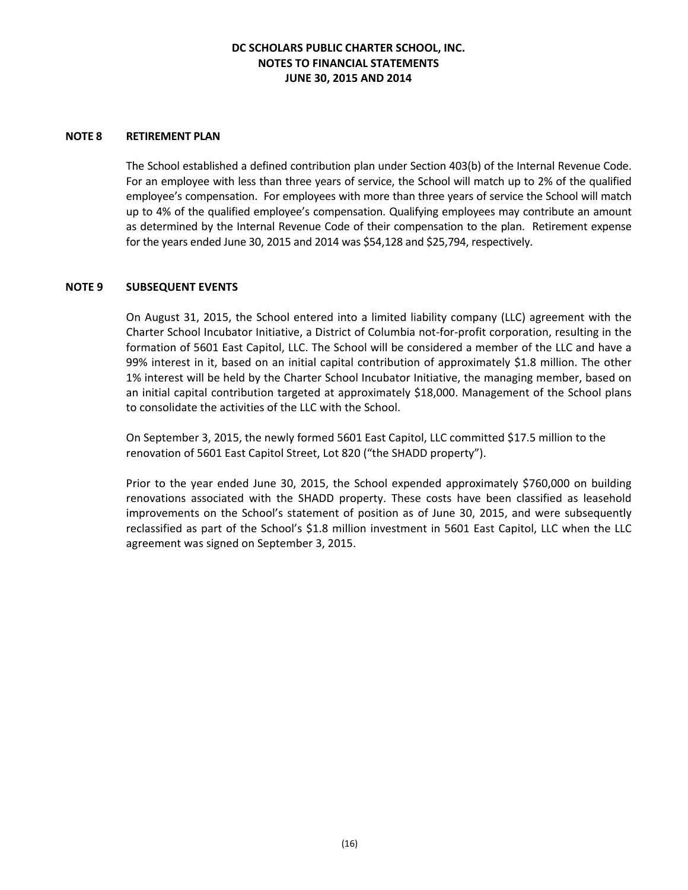**DC SCHOLARS PUBLIC CHARTER SCHOOL, INC.**
**NOTES TO FINANCIAL STATEMENTS**
**JUNE 30, 2015 AND 2014**

## NOTE 8 RETIREMENT PLAN

The School established a defined contribution plan under Section 403(b) of the Internal Revenue Code. For an employee with less than three years of service, the School will match up to 2% of the qualified employee's compensation. For employees with more than three years of service the School will match up to 4% of the qualified employee's compensation. Qualifying employees may contribute an amount as determined by the Internal Revenue Code of their compensation to the plan. Retirement expense for the years ended June 30, 2015 and 2014 was $54,128 and $25,794, respectively.

## NOTE 9 SUBSEQUENT EVENTS

On August 31, 2015, the School entered into a limited liability company (LLC) agreement with the Charter School Incubator Initiative, a District of Columbia not-for-profit corporation, resulting in the formation of 5601 East Capitol, LLC. The School will be considered a member of the LLC and have a 99% interest in it, based on an initial capital contribution of approximately $1.8 million. The other 1% interest will be held by the Charter School Incubator Initiative, the managing member, based on an initial capital contribution targeted at approximately $18,000. Management of the School plans to consolidate the activities of the LLC with the School.

On September 3, 2015, the newly formed 5601 East Capitol, LLC committed $17.5 million to the renovation of 5601 East Capitol Street, Lot 820 ("the SHADD property").

Prior to the year ended June 30, 2015, the School expended approximately $760,000 on building renovations associated with the SHADD property. These costs have been classified as leasehold improvements on the School's statement of position as of June 30, 2015, and were subsequently reclassified as part of the School's $1.8 million investment in 5601 East Capitol, LLC when the LLC agreement was signed on September 3, 2015.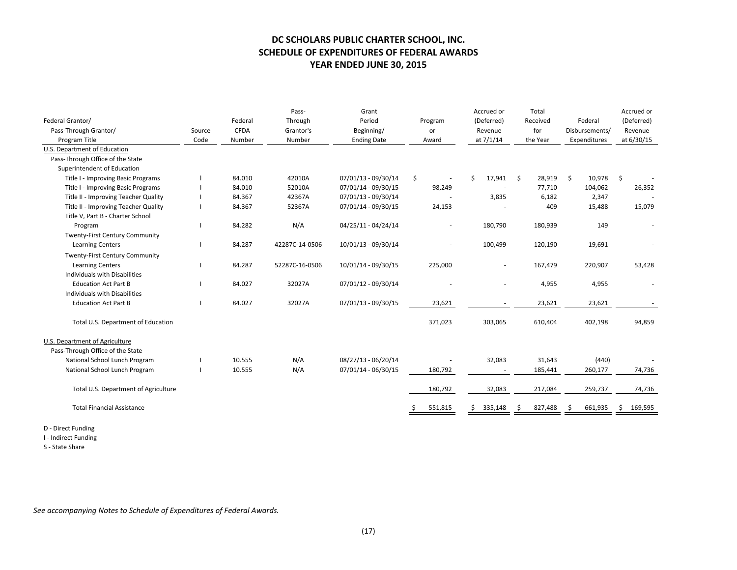# DC SCHOLARS PUBLIC CHARTER SCHOOL, INC.
## SCHEDULE OF EXPENDITURES OF FEDERAL AWARDS
### YEAR ENDED JUNE 30, 2015

| Federal Grantor/ Pass-Through Grantor/ Program Title | Source Code | Federal CFDA Number | Pass-Through Grantor's Number | Grant Period Beginning/ Ending Date | Program or Award | Accrued or (Deferred) Revenue at 7/1/14 | Total Received for the Year | Federal Disbursements/ Expenditures | Accrued or (Deferred) Revenue at 6/30/15 |
|---|---|---|---|---|---|---|---|---|---|
| U.S. Department of Education | | | | | | | | | |
| Pass-Through Office of the State Superintendent of Education | | | | | | | | | |
| Title I - Improving Basic Programs | I | 84.010 | 42010A | 07/01/13 - 09/30/14 | $ - | $ 17,941 | $ 28,919 | $ 10,978 | $ - |
| Title I - Improving Basic Programs | I | 84.010 | 52010A | 07/01/14 - 09/30/15 | 98,249 | - | 77,710 | 104,062 | 26,352 |
| Title II - Improving Teacher Quality | I | 84.367 | 42367A | 07/01/13 - 09/30/14 | - | 3,835 | 6,182 | 2,347 | - |
| Title II - Improving Teacher Quality | I | 84.367 | 52367A | 07/01/14 - 09/30/15 | 24,153 | - | 409 | 15,488 | 15,079 |
| Title V, Part B - Charter School Program | I | 84.282 | N/A | 04/25/11 - 04/24/14 | - | 180,790 | 180,939 | 149 | - |
| Twenty-First Century Community Learning Centers | I | 84.287 | 42287C-14-0506 | 10/01/13 - 09/30/14 | - | 100,499 | 120,190 | 19,691 | - |
| Twenty-First Century Community Learning Centers | I | 84.287 | 52287C-16-0506 | 10/01/14 - 09/30/15 | 225,000 | - | 167,479 | 220,907 | 53,428 |
| Individuals with Disabilities Education Act Part B | I | 84.027 | 32027A | 07/01/12 - 09/30/14 | - | - | 4,955 | 4,955 | - |
| Individuals with Disabilities Education Act Part B | I | 84.027 | 32027A | 07/01/13 - 09/30/15 | 23,621 | - | 23,621 | 23,621 | - |
| Total U.S. Department of Education | | | | | 371,023 | 303,065 | 610,404 | 402,198 | 94,859 |
| U.S. Department of Agriculture | | | | | | | | | |
| Pass-Through Office of the State | | | | | | | | | |
| National School Lunch Program | I | 10.555 | N/A | 08/27/13 - 06/20/14 | - | 32,083 | 31,643 | (440) | - |
| National School Lunch Program | I | 10.555 | N/A | 07/01/14 - 06/30/15 | 180,792 | - | 185,441 | 260,177 | 74,736 |
| Total U.S. Department of Agriculture | | | | | 180,792 | 32,083 | 217,084 | 259,737 | 74,736 |
| Total Financial Assistance | | | | | $ 551,815 | $ 335,148 | $ 827,488 | $ 661,935 | $ 169,595 |

D - Direct Funding
I - Indirect Funding
S - State Share

*See accompanying Notes to Schedule of Expenditures of Federal Awards.*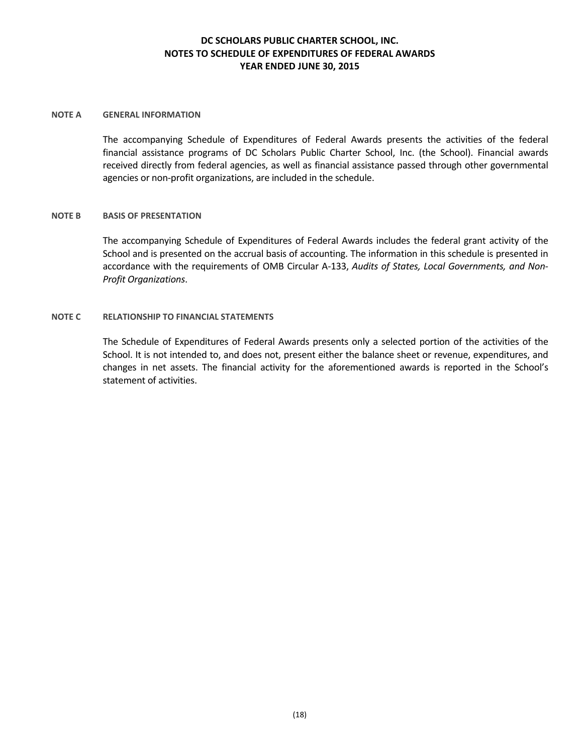# DC SCHOLARS PUBLIC CHARTER SCHOOL, INC.
## NOTES TO SCHEDULE OF EXPENDITURES OF FEDERAL AWARDS
## YEAR ENDED JUNE 30, 2015

**NOTE A GENERAL INFORMATION**

The accompanying Schedule of Expenditures of Federal Awards presents the activities of the federal financial assistance programs of DC Scholars Public Charter School, Inc. (the School). Financial awards received directly from federal agencies, as well as financial assistance passed through other governmental agencies or non-profit organizations, are included in the schedule.

**NOTE B BASIS OF PRESENTATION**

The accompanying Schedule of Expenditures of Federal Awards includes the federal grant activity of the School and is presented on the accrual basis of accounting. The information in this schedule is presented in accordance with the requirements of OMB Circular A-133, *Audits of States, Local Governments, and Non-Profit Organizations*.

**NOTE C RELATIONSHIP TO FINANCIAL STATEMENTS**

The Schedule of Expenditures of Federal Awards presents only a selected portion of the activities of the School. It is not intended to, and does not, present either the balance sheet or revenue, expenditures, and changes in net assets. The financial activity for the aforementioned awards is reported in the School's statement of activities.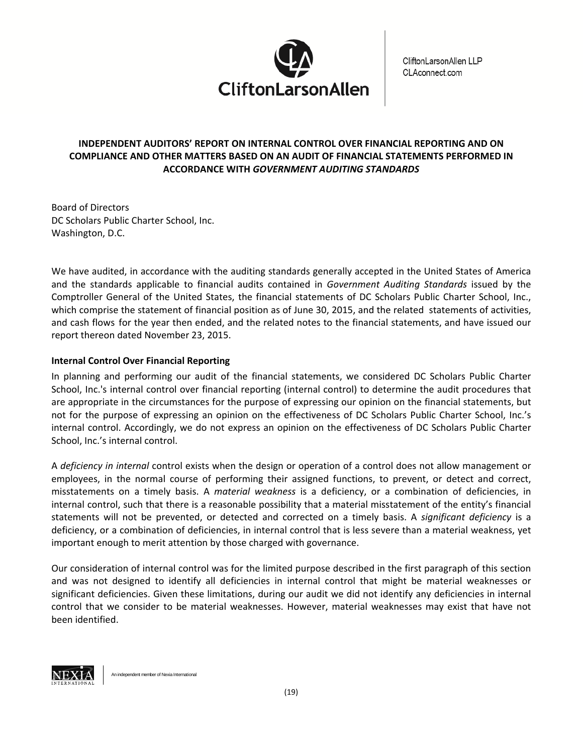CliftonLarsonAllen LLP
CLAconnect.com

## INDEPENDENT AUDITORS' REPORT ON INTERNAL CONTROL OVER FINANCIAL REPORTING AND ON COMPLIANCE AND OTHER MATTERS BASED ON AN AUDIT OF FINANCIAL STATEMENTS PERFORMED IN ACCORDANCE WITH *GOVERNMENT AUDITING STANDARDS*

Board of Directors
DC Scholars Public Charter School, Inc.
Washington, D.C.

We have audited, in accordance with the auditing standards generally accepted in the United States of America and the standards applicable to financial audits contained in *Government Auditing Standards* issued by the Comptroller General of the United States, the financial statements of DC Scholars Public Charter School, Inc., which comprise the statement of financial position as of June 30, 2015, and the related statements of activities, and cash flows for the year then ended, and the related notes to the financial statements, and have issued our report thereon dated November 23, 2015.

### Internal Control Over Financial Reporting

In planning and performing our audit of the financial statements, we considered DC Scholars Public Charter School, Inc.'s internal control over financial reporting (internal control) to determine the audit procedures that are appropriate in the circumstances for the purpose of expressing our opinion on the financial statements, but not for the purpose of expressing an opinion on the effectiveness of DC Scholars Public Charter School, Inc.'s internal control. Accordingly, we do not express an opinion on the effectiveness of DC Scholars Public Charter School, Inc.'s internal control.

A *deficiency in internal* control exists when the design or operation of a control does not allow management or employees, in the normal course of performing their assigned functions, to prevent, or detect and correct, misstatements on a timely basis. A *material weakness* is a deficiency, or a combination of deficiencies, in internal control, such that there is a reasonable possibility that a material misstatement of the entity's financial statements will not be prevented, or detected and corrected on a timely basis. A *significant deficiency* is a deficiency, or a combination of deficiencies, in internal control that is less severe than a material weakness, yet important enough to merit attention by those charged with governance.

Our consideration of internal control was for the limited purpose described in the first paragraph of this section and was not designed to identify all deficiencies in internal control that might be material weaknesses or significant deficiencies. Given these limitations, during our audit we did not identify any deficiencies in internal control that we consider to be material weaknesses. However, material weaknesses may exist that have not been identified.

An independent member of Nexia International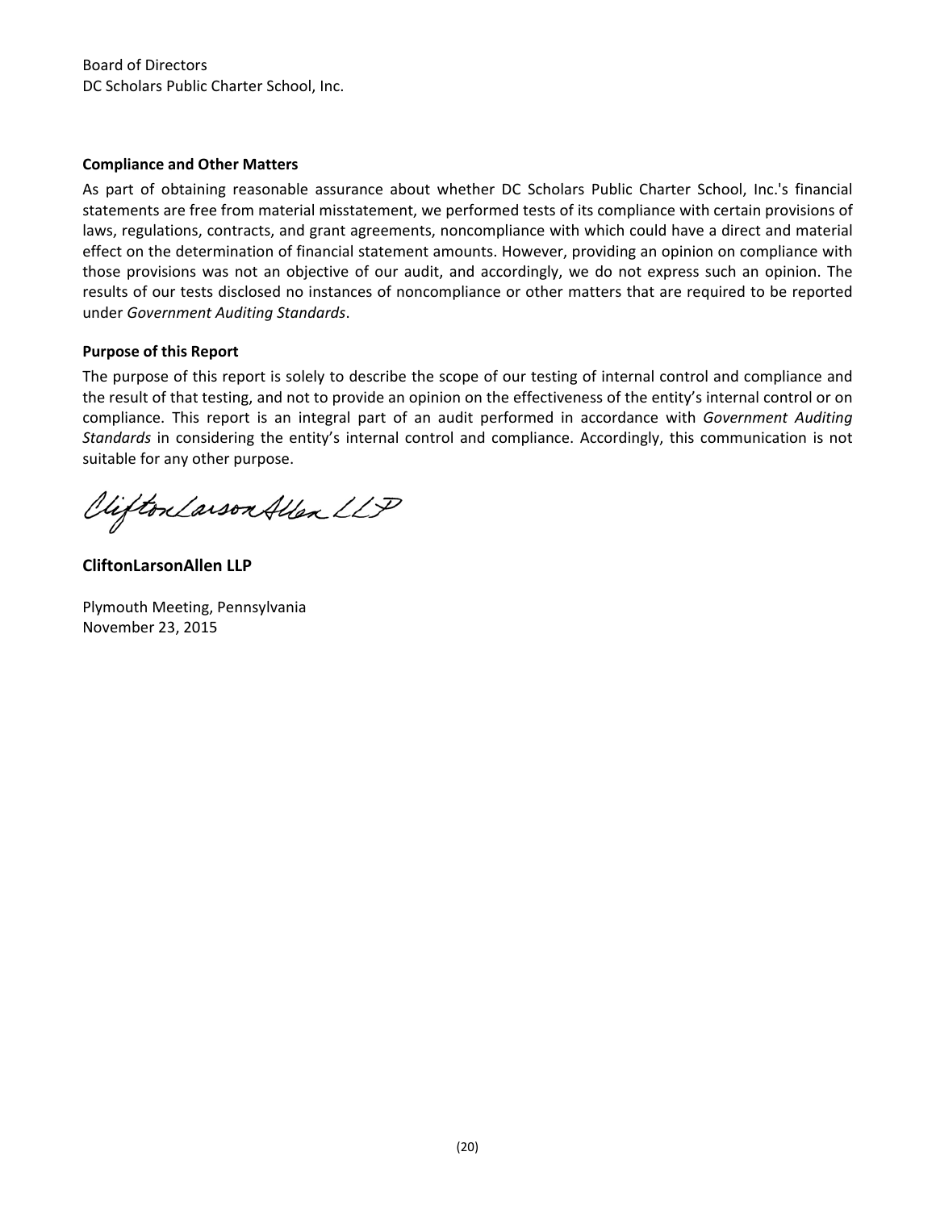Board of Directors
DC Scholars Public Charter School, Inc.

**Compliance and Other Matters**

As part of obtaining reasonable assurance about whether DC Scholars Public Charter School, Inc.'s financial statements are free from material misstatement, we performed tests of its compliance with certain provisions of laws, regulations, contracts, and grant agreements, noncompliance with which could have a direct and material effect on the determination of financial statement amounts. However, providing an opinion on compliance with those provisions was not an objective of our audit, and accordingly, we do not express such an opinion. The results of our tests disclosed no instances of noncompliance or other matters that are required to be reported under *Government Auditing Standards*.

**Purpose of this Report**

The purpose of this report is solely to describe the scope of our testing of internal control and compliance and the result of that testing, and not to provide an opinion on the effectiveness of the entity's internal control or on compliance. This report is an integral part of an audit performed in accordance with *Government Auditing Standards* in considering the entity's internal control and compliance. Accordingly, this communication is not suitable for any other purpose.

CliftonLarsonAllen LLP

**CliftonLarsonAllen LLP**

Plymouth Meeting, Pennsylvania
November 23, 2015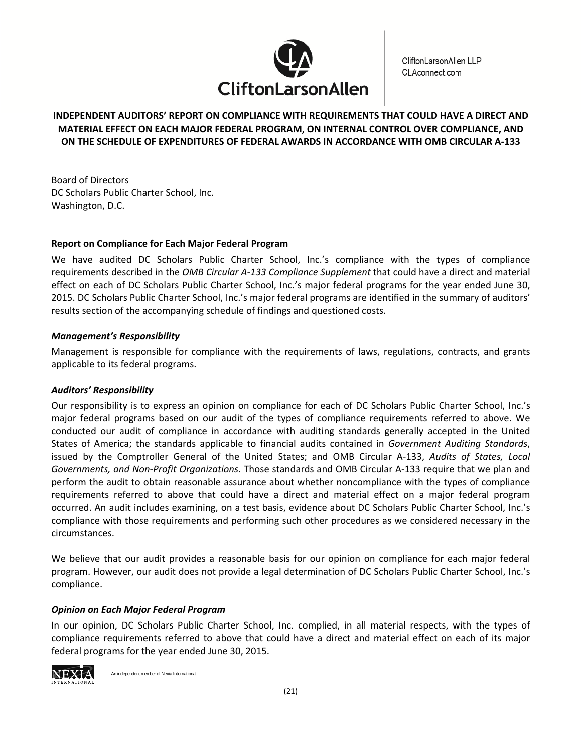CliftonLarsonAllen LLP
CLAconnect.com

# INDEPENDENT AUDITORS' REPORT ON COMPLIANCE WITH REQUIREMENTS THAT COULD HAVE A DIRECT AND MATERIAL EFFECT ON EACH MAJOR FEDERAL PROGRAM, ON INTERNAL CONTROL OVER COMPLIANCE, AND ON THE SCHEDULE OF EXPENDITURES OF FEDERAL AWARDS IN ACCORDANCE WITH OMB CIRCULAR A-133

Board of Directors
DC Scholars Public Charter School, Inc.
Washington, D.C.

## Report on Compliance for Each Major Federal Program

We have audited DC Scholars Public Charter School, Inc.'s compliance with the types of compliance requirements described in the *OMB Circular A-133 Compliance Supplement* that could have a direct and material effect on each of DC Scholars Public Charter School, Inc.'s major federal programs for the year ended June 30, 2015. DC Scholars Public Charter School, Inc.'s major federal programs are identified in the summary of auditors' results section of the accompanying schedule of findings and questioned costs.

### *Management's Responsibility*

Management is responsible for compliance with the requirements of laws, regulations, contracts, and grants applicable to its federal programs.

### *Auditors' Responsibility*

Our responsibility is to express an opinion on compliance for each of DC Scholars Public Charter School, Inc.'s major federal programs based on our audit of the types of compliance requirements referred to above. We conducted our audit of compliance in accordance with auditing standards generally accepted in the United States of America; the standards applicable to financial audits contained in *Government Auditing Standards*, issued by the Comptroller General of the United States; and OMB Circular A-133, *Audits of States, Local Governments, and Non-Profit Organizations*. Those standards and OMB Circular A-133 require that we plan and perform the audit to obtain reasonable assurance about whether noncompliance with the types of compliance requirements referred to above that could have a direct and material effect on a major federal program occurred. An audit includes examining, on a test basis, evidence about DC Scholars Public Charter School, Inc.'s compliance with those requirements and performing such other procedures as we considered necessary in the circumstances.

We believe that our audit provides a reasonable basis for our opinion on compliance for each major federal program. However, our audit does not provide a legal determination of DC Scholars Public Charter School, Inc.'s compliance.

### *Opinion on Each Major Federal Program*

In our opinion, DC Scholars Public Charter School, Inc. complied, in all material respects, with the types of compliance requirements referred to above that could have a direct and material effect on each of its major federal programs for the year ended June 30, 2015.

An independent member of Nexia International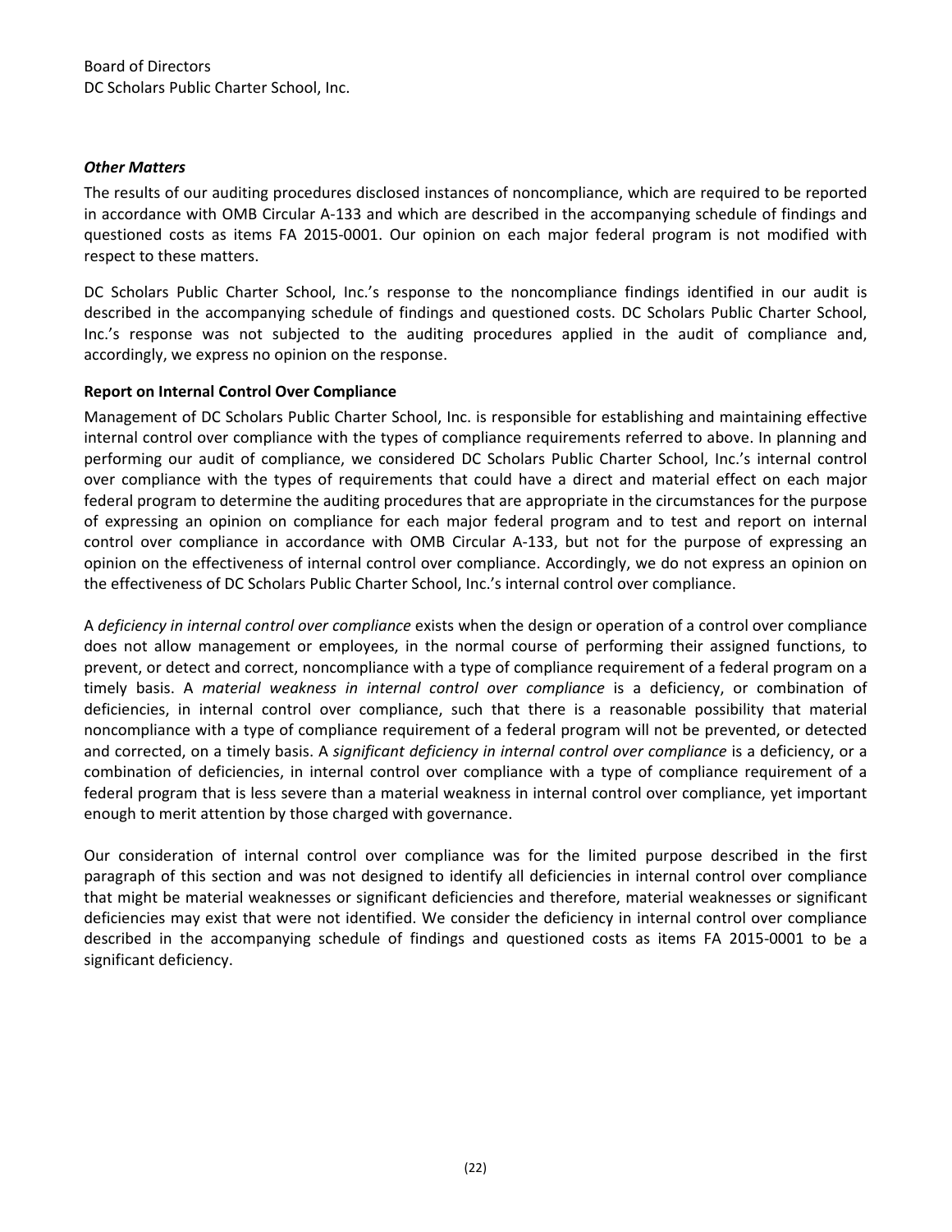Board of Directors
DC Scholars Public Charter School, Inc.

***Other Matters***

The results of our auditing procedures disclosed instances of noncompliance, which are required to be reported in accordance with OMB Circular A-133 and which are described in the accompanying schedule of findings and questioned costs as items FA 2015-0001. Our opinion on each major federal program is not modified with respect to these matters.

DC Scholars Public Charter School, Inc.'s response to the noncompliance findings identified in our audit is described in the accompanying schedule of findings and questioned costs. DC Scholars Public Charter School, Inc.'s response was not subjected to the auditing procedures applied in the audit of compliance and, accordingly, we express no opinion on the response.

**Report on Internal Control Over Compliance**

Management of DC Scholars Public Charter School, Inc. is responsible for establishing and maintaining effective internal control over compliance with the types of compliance requirements referred to above. In planning and performing our audit of compliance, we considered DC Scholars Public Charter School, Inc.'s internal control over compliance with the types of requirements that could have a direct and material effect on each major federal program to determine the auditing procedures that are appropriate in the circumstances for the purpose of expressing an opinion on compliance for each major federal program and to test and report on internal control over compliance in accordance with OMB Circular A-133, but not for the purpose of expressing an opinion on the effectiveness of internal control over compliance. Accordingly, we do not express an opinion on the effectiveness of DC Scholars Public Charter School, Inc.'s internal control over compliance.

A *deficiency in internal control over compliance* exists when the design or operation of a control over compliance does not allow management or employees, in the normal course of performing their assigned functions, to prevent, or detect and correct, noncompliance with a type of compliance requirement of a federal program on a timely basis. A *material weakness in internal control over compliance* is a deficiency, or combination of deficiencies, in internal control over compliance, such that there is a reasonable possibility that material noncompliance with a type of compliance requirement of a federal program will not be prevented, or detected and corrected, on a timely basis. A *significant deficiency in internal control over compliance* is a deficiency, or a combination of deficiencies, in internal control over compliance with a type of compliance requirement of a federal program that is less severe than a material weakness in internal control over compliance, yet important enough to merit attention by those charged with governance.

Our consideration of internal control over compliance was for the limited purpose described in the first paragraph of this section and was not designed to identify all deficiencies in internal control over compliance that might be material weaknesses or significant deficiencies and therefore, material weaknesses or significant deficiencies may exist that were not identified. We consider the deficiency in internal control over compliance described in the accompanying schedule of findings and questioned costs as items FA 2015-0001 to be a significant deficiency.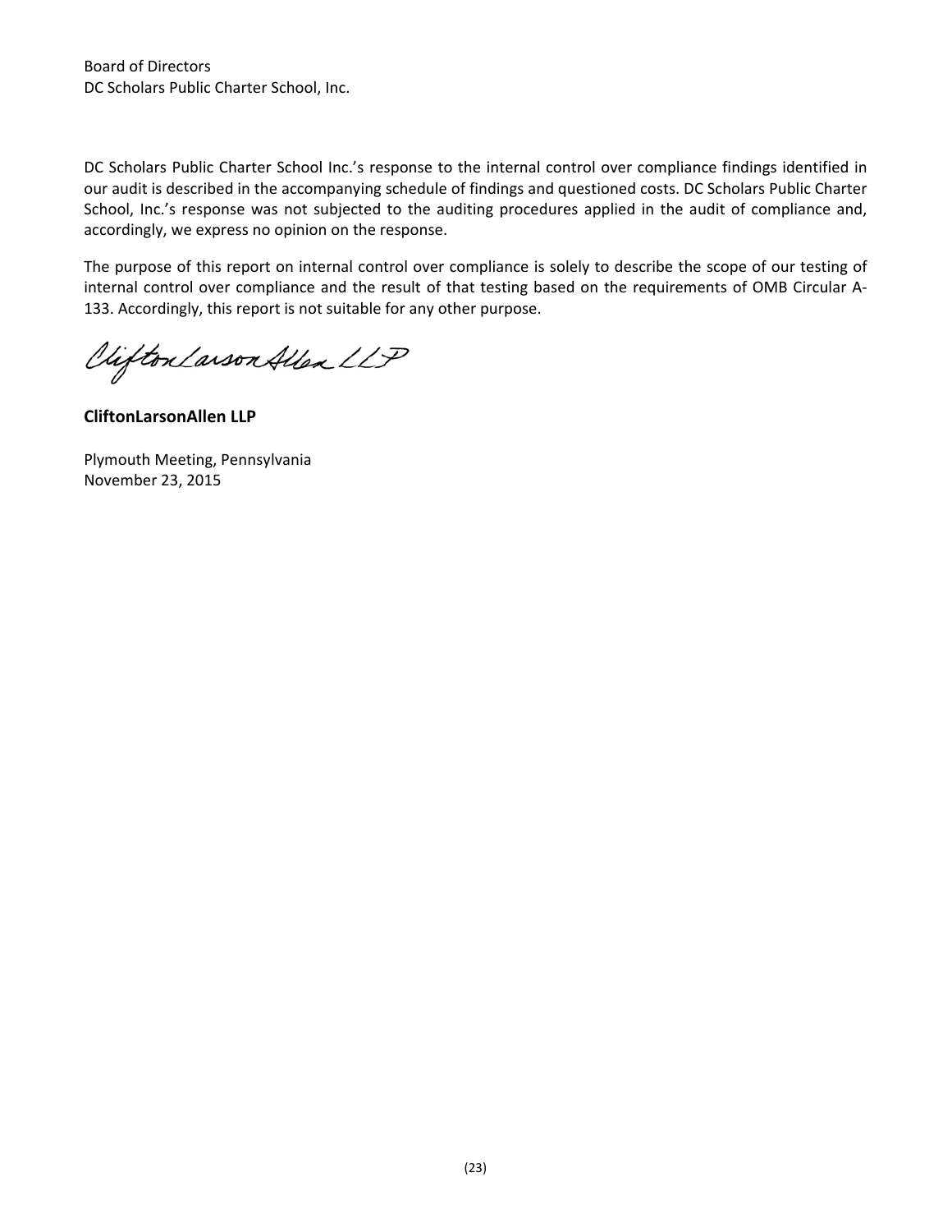Board of Directors
DC Scholars Public Charter School, Inc.

DC Scholars Public Charter School Inc.'s response to the internal control over compliance findings identified in our audit is described in the accompanying schedule of findings and questioned costs. DC Scholars Public Charter School, Inc.'s response was not subjected to the auditing procedures applied in the audit of compliance and, accordingly, we express no opinion on the response.

The purpose of this report on internal control over compliance is solely to describe the scope of our testing of internal control over compliance and the result of that testing based on the requirements of OMB Circular A-133. Accordingly, this report is not suitable for any other purpose.

CliftonLarsonAllen LLP

**CliftonLarsonAllen LLP**

Plymouth Meeting, Pennsylvania
November 23, 2015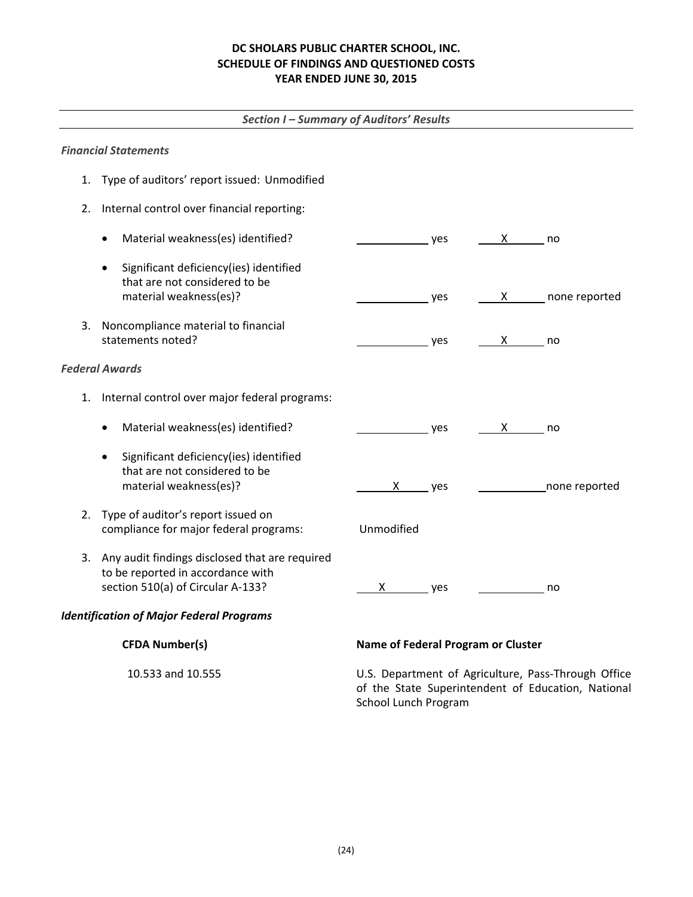**DC SHOLARS PUBLIC CHARTER SCHOOL, INC.**
**SCHEDULE OF FINDINGS AND QUESTIONED COSTS**
**YEAR ENDED JUNE 30, 2015**

## *Section I – Summary of Auditors' Results*

### *Financial Statements*

1. Type of auditors' report issued: Unmodified

2. Internal control over financial reporting:

| | | |
|---|---|---|
| • Material weakness(es) identified? | ____ yes | X no |
| • Significant deficiency(ies) identified that are not considered to be material weakness(es)? | ____ yes | X none reported |

3. Noncompliance material to financial statements noted?

| | | |
|---|---|---|
| Noncompliance material to financial statements noted? | ____ yes | X no |

### *Federal Awards*

1. Internal control over major federal programs:

| | | |
|---|---|---|
| • Material weakness(es) identified? | ____ yes | X no |
| • Significant deficiency(ies) identified that are not considered to be material weakness(es)? | X yes | ____ none reported |

2. Type of auditor's report issued on compliance for major federal programs: Unmodified

3. Any audit findings disclosed that are required to be reported in accordance with section 510(a) of Circular A-133?

| | | |
|---|---|---|
| Any audit findings disclosed that are required to be reported in accordance with section 510(a) of Circular A-133? | X yes | ____ no |

### *Identification of Major Federal Programs*

| CFDA Number(s) | Name of Federal Program or Cluster |
|---|---|
| 10.533 and 10.555 | U.S. Department of Agriculture, Pass-Through Office of the State Superintendent of Education, National School Lunch Program |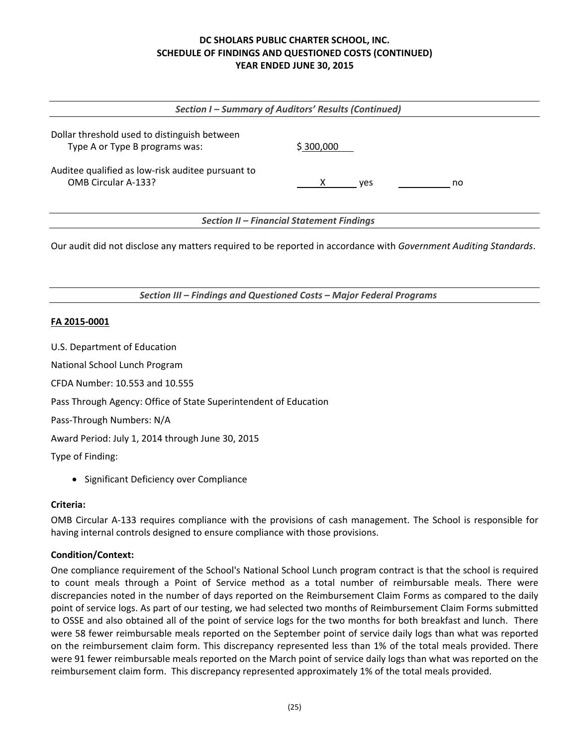**DC SHOLARS PUBLIC CHARTER SCHOOL, INC.**
**SCHEDULE OF FINDINGS AND QUESTIONED COSTS (CONTINUED)**
**YEAR ENDED JUNE 30, 2015**

---

*Section I – Summary of Auditors' Results (Continued)*

---

Dollar threshold used to distinguish between Type A or Type B programs was: $ 300,000

Auditee qualified as low-risk auditee pursuant to OMB Circular A-133? X yes ____ no

---

*Section II – Financial Statement Findings*

---

Our audit did not disclose any matters required to be reported in accordance with *Government Auditing Standards*.

---

*Section III – Findings and Questioned Costs – Major Federal Programs*

---

**FA 2015-0001**

U.S. Department of Education

National School Lunch Program

CFDA Number: 10.553 and 10.555

Pass Through Agency: Office of State Superintendent of Education

Pass-Through Numbers: N/A

Award Period: July 1, 2014 through June 30, 2015

Type of Finding:

- Significant Deficiency over Compliance

**Criteria:**

OMB Circular A-133 requires compliance with the provisions of cash management. The School is responsible for having internal controls designed to ensure compliance with those provisions.

**Condition/Context:**

One compliance requirement of the School's National School Lunch program contract is that the school is required to count meals through a Point of Service method as a total number of reimbursable meals. There were discrepancies noted in the number of days reported on the Reimbursement Claim Forms as compared to the daily point of service logs. As part of our testing, we had selected two months of Reimbursement Claim Forms submitted to OSSE and also obtained all of the point of service logs for the two months for both breakfast and lunch. There were 58 fewer reimbursable meals reported on the September point of service daily logs than what was reported on the reimbursement claim form. This discrepancy represented less than 1% of the total meals provided. There were 91 fewer reimbursable meals reported on the March point of service daily logs than what was reported on the reimbursement claim form. This discrepancy represented approximately 1% of the total meals provided.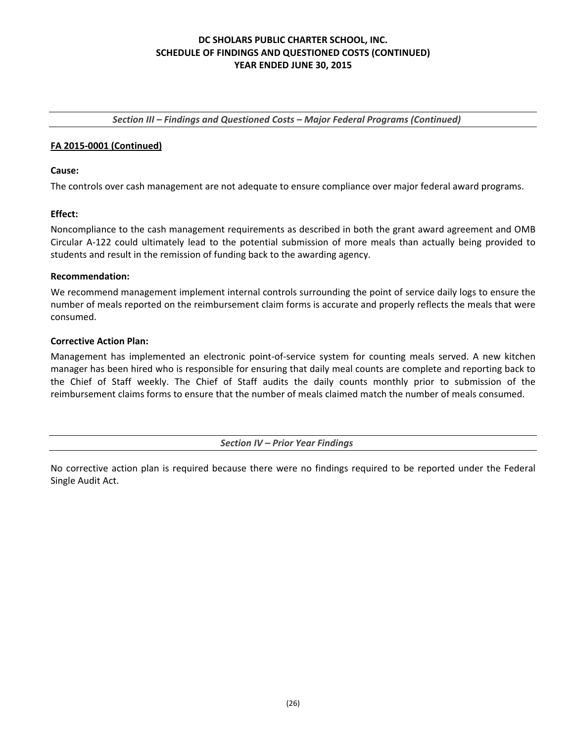# DC SHOLARS PUBLIC CHARTER SCHOOL, INC.
# SCHEDULE OF FINDINGS AND QUESTIONED COSTS (CONTINUED)
# YEAR ENDED JUNE 30, 2015

*Section III – Findings and Questioned Costs – Major Federal Programs (Continued)*

**FA 2015-0001 (Continued)**

**Cause:**

The controls over cash management are not adequate to ensure compliance over major federal award programs.

**Effect:**

Noncompliance to the cash management requirements as described in both the grant award agreement and OMB Circular A-122 could ultimately lead to the potential submission of more meals than actually being provided to students and result in the remission of funding back to the awarding agency.

**Recommendation:**

We recommend management implement internal controls surrounding the point of service daily logs to ensure the number of meals reported on the reimbursement claim forms is accurate and properly reflects the meals that were consumed.

**Corrective Action Plan:**

Management has implemented an electronic point-of-service system for counting meals served. A new kitchen manager has been hired who is responsible for ensuring that daily meal counts are complete and reporting back to the Chief of Staff weekly. The Chief of Staff audits the daily counts monthly prior to submission of the reimbursement claims forms to ensure that the number of meals claimed match the number of meals consumed.

*Section IV – Prior Year Findings*

No corrective action plan is required because there were no findings required to be reported under the Federal Single Audit Act.